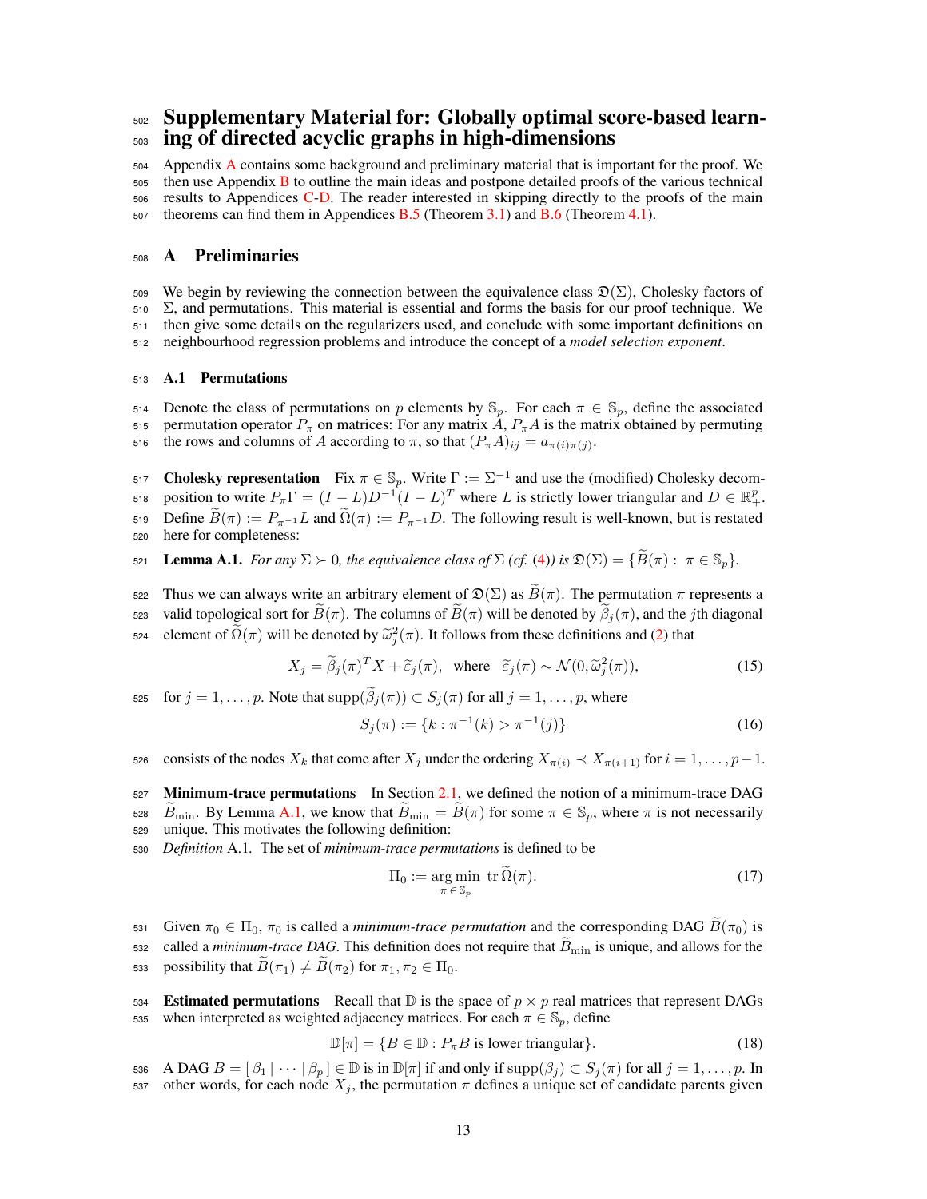# Supplementary Material for: Globally optimal score-based learning of directed acyclic graphs in high-dimensions

Appendix A contains some background and preliminary material that is important for the proof. We then use Appendix B to outline the main ideas and postpone detailed proofs of the various technical results to Appendices C-D. The reader interested in skipping directly to the proofs of the main theorems can find them in Appendices B.5 (Theorem 3.1) and B.6 (Theorem 4.1).

## A Preliminaries

We begin by reviewing the connection between the equivalence class $\mathfrak{D}(\Sigma)$, Cholesky factors of $\Sigma$, and permutations. This material is essential and forms the basis for our proof technique. We then give some details on the regularizers used, and conclude with some important definitions on neighbourhood regression problems and introduce the concept of a *model selection exponent*.

### A.1 Permutations

Denote the class of permutations on $p$ elements by $\mathbb{S}_p$. For each $\pi \in \mathbb{S}_p$, define the associated permutation operator $P_\pi$ on matrices: For any matrix $A$, $P_\pi A$ is the matrix obtained by permuting the rows and columns of $A$ according to $\pi$, so that $(P_\pi A)_{ij} = a_{\pi(i)\pi(j)}$.

**Cholesky representation** Fix $\pi \in \mathbb{S}_p$. Write $\Gamma := \Sigma^{-1}$ and use the (modified) Cholesky decomposition to write $P_\pi \Gamma = (I - L) D^{-1} (I - L)^T$ where $L$ is strictly lower triangular and $D \in \mathbb{R}_+^p$. Define $\widetilde{B}(\pi) := P_{\pi^{-1}} L$ and $\widetilde{\Omega}(\pi) := P_{\pi^{-1}} D$. The following result is well-known, but is restated here for completeness:

**Lemma A.1.** *For any $\Sigma \succ 0$, the equivalence class of $\Sigma$ (cf. (4)) is $\mathfrak{D}(\Sigma) = \{\widetilde{B}(\pi) : \pi \in \mathbb{S}_p\}$.*

Thus we can always write an arbitrary element of $\mathfrak{D}(\Sigma)$ as $\widetilde{B}(\pi)$. The permutation $\pi$ represents a valid topological sort for $\widetilde{B}(\pi)$. The columns of $\widetilde{B}(\pi)$ will be denoted by $\widetilde{\beta}_j(\pi)$, and the $j$th diagonal element of $\widetilde{\Omega}(\pi)$ will be denoted by $\widetilde{\omega}_j^2(\pi)$. It follows from these definitions and (2) that

$$X_j = \widetilde{\beta}_j(\pi)^T X + \widetilde{\varepsilon}_j(\pi), \quad \text{where} \quad \widetilde{\varepsilon}_j(\pi) \sim \mathcal{N}(0, \widetilde{\omega}_j^2(\pi)), \tag{15}$$

for $j = 1, \ldots, p$. Note that $\operatorname{supp}(\widetilde{\beta}_j(\pi)) \subset S_j(\pi)$ for all $j = 1, \ldots, p$, where

$$S_j(\pi) := \{k : \pi^{-1}(k) > \pi^{-1}(j)\} \tag{16}$$

consists of the nodes $X_k$ that come after $X_j$ under the ordering $X_{\pi(i)} \prec X_{\pi(i+1)}$ for $i = 1, \ldots, p-1$.

**Minimum-trace permutations** In Section 2.1, we defined the notion of a minimum-trace DAG $\widetilde{B}_{\min}$. By Lemma A.1, we know that $\widetilde{B}_{\min} = \widetilde{B}(\pi)$ for some $\pi \in \mathbb{S}_p$, where $\pi$ is not necessarily unique. This motivates the following definition:

*Definition* A.1. The set of *minimum-trace permutations* is defined to be

$$\Pi_0 := \operatorname*{arg\,min}_{\pi \in \mathbb{S}_p} \operatorname{tr} \widetilde{\Omega}(\pi). \tag{17}$$

Given $\pi_0 \in \Pi_0$, $\pi_0$ is called a *minimum-trace permutation* and the corresponding DAG $\widetilde{B}(\pi_0)$ is called a *minimum-trace DAG*. This definition does not require that $\widetilde{B}_{\min}$ is unique, and allows for the possibility that $\widetilde{B}(\pi_1) \neq \widetilde{B}(\pi_2)$ for $\pi_1, \pi_2 \in \Pi_0$.

**Estimated permutations** Recall that $\mathbb{D}$ is the space of $p \times p$ real matrices that represent DAGs when interpreted as weighted adjacency matrices. For each $\pi \in \mathbb{S}_p$, define

$$\mathbb{D}[\pi] = \{B \in \mathbb{D} : P_\pi B \text{ is lower triangular}\}. \tag{18}$$

A DAG $B = [\,\beta_1 \mid \cdots \mid \beta_p\,] \in \mathbb{D}$ is in $\mathbb{D}[\pi]$ if and only if $\operatorname{supp}(\beta_j) \subset S_j(\pi)$ for all $j = 1, \ldots, p$. In other words, for each node $X_j$, the permutation $\pi$ defines a unique set of candidate parents given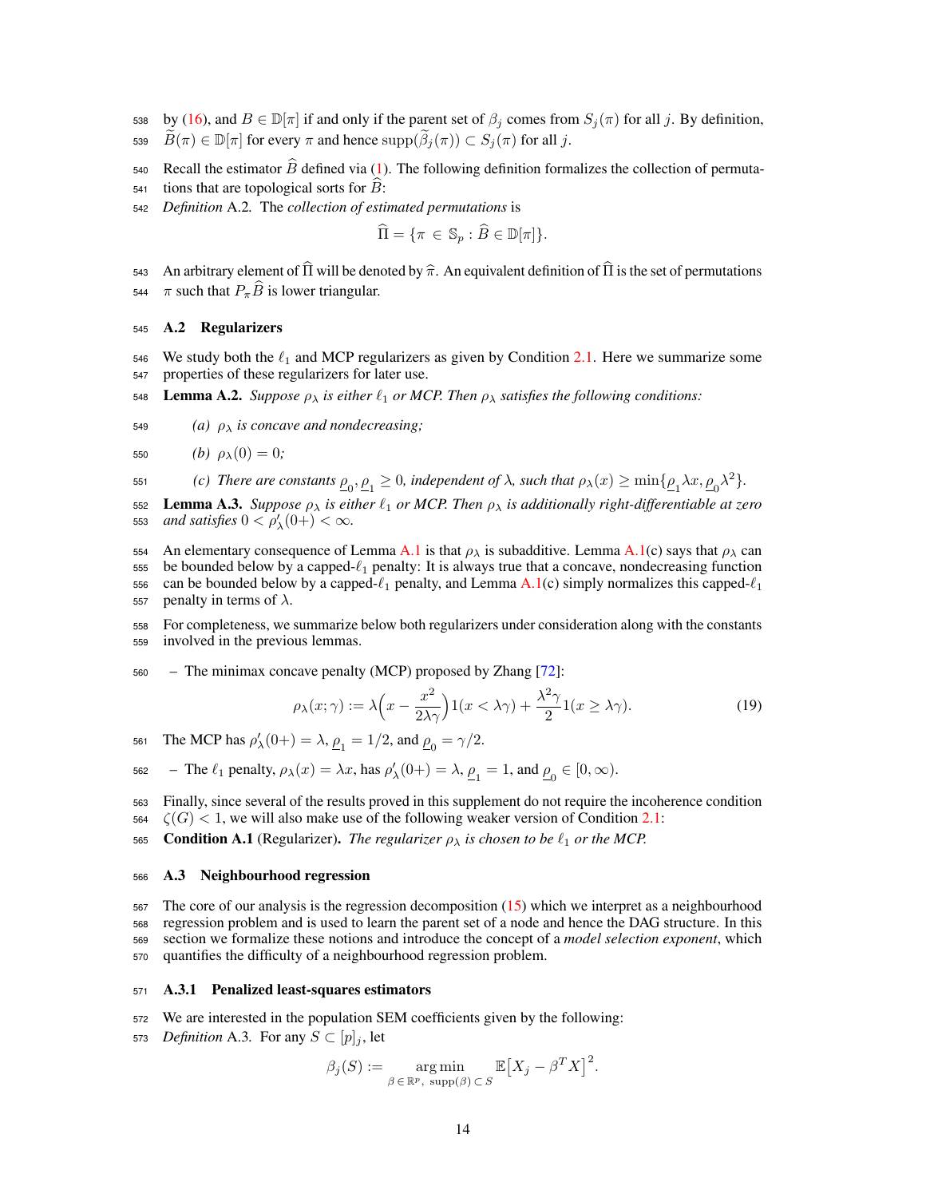by (16), and $B \in \mathbb{D}[\pi]$ if and only if the parent set of $\beta_j$ comes from $S_j(\pi)$ for all $j$. By definition, $\widetilde{B}(\pi) \in \mathbb{D}[\pi]$ for every $\pi$ and hence $\mathrm{supp}(\widetilde{\beta}_j(\pi)) \subset S_j(\pi)$ for all $j$.

Recall the estimator $\widehat{B}$ defined via (1). The following definition formalizes the collection of permutations that are topological sorts for $\widehat{B}$:

*Definition* A.2. The *collection of estimated permutations* is

$$\widehat{\Pi} = \{\pi \in \mathbb{S}_p : \widehat{B} \in \mathbb{D}[\pi]\}.$$

An arbitrary element of $\widehat{\Pi}$ will be denoted by $\widehat{\pi}$. An equivalent definition of $\widehat{\Pi}$ is the set of permutations $\pi$ such that $P_\pi \widehat{B}$ is lower triangular.

### A.2 Regularizers

We study both the $\ell_1$ and MCP regularizers as given by Condition 2.1. Here we summarize some properties of these regularizers for later use.

**Lemma A.2.** *Suppose $\rho_\lambda$ is either $\ell_1$ or MCP. Then $\rho_\lambda$ satisfies the following conditions:*

*(a) $\rho_\lambda$ is concave and nondecreasing;*

*(b) $\rho_\lambda(0) = 0$;*

*(c) There are constants $\underline{\rho}_0, \underline{\rho}_1 \geq 0$, independent of $\lambda$, such that $\rho_\lambda(x) \geq \min\{\underline{\rho}_1 \lambda x, \underline{\rho}_0 \lambda^2\}$.*

**Lemma A.3.** *Suppose $\rho_\lambda$ is either $\ell_1$ or MCP. Then $\rho_\lambda$ is additionally right-differentiable at zero and satisfies $0 < \rho'_\lambda(0+) < \infty$.*

An elementary consequence of Lemma A.1 is that $\rho_\lambda$ is subadditive. Lemma A.1(c) says that $\rho_\lambda$ can be bounded below by a capped-$\ell_1$ penalty: It is always true that a concave, nondecreasing function can be bounded below by a capped-$\ell_1$ penalty, and Lemma A.1(c) simply normalizes this capped-$\ell_1$ penalty in terms of $\lambda$.

For completeness, we summarize below both regularizers under consideration along with the constants involved in the previous lemmas.

– The minimax concave penalty (MCP) proposed by Zhang [72]:

$$\rho_\lambda(x;\gamma) := \lambda\Big(x - \frac{x^2}{2\lambda\gamma}\Big)1(x < \lambda\gamma) + \frac{\lambda^2\gamma}{2}1(x \geq \lambda\gamma). \tag{19}$$

The MCP has $\rho'_\lambda(0+) = \lambda$, $\underline{\rho}_1 = 1/2$, and $\underline{\rho}_0 = \gamma/2$.

– The $\ell_1$ penalty, $\rho_\lambda(x) = \lambda x$, has $\rho'_\lambda(0+) = \lambda$, $\underline{\rho}_1 = 1$, and $\underline{\rho}_0 \in [0, \infty)$.

Finally, since several of the results proved in this supplement do not require the incoherence condition $\zeta(G) < 1$, we will also make use of the following weaker version of Condition 2.1:

**Condition A.1** (Regularizer)**.** *The regularizer $\rho_\lambda$ is chosen to be $\ell_1$ or the MCP.*

### A.3 Neighbourhood regression

The core of our analysis is the regression decomposition (15) which we interpret as a neighbourhood regression problem and is used to learn the parent set of a node and hence the DAG structure. In this section we formalize these notions and introduce the concept of a *model selection exponent*, which quantifies the difficulty of a neighbourhood regression problem.

#### A.3.1 Penalized least-squares estimators

We are interested in the population SEM coefficients given by the following:

*Definition* A.3. For any $S \subset [p]_j$, let

$$\beta_j(S) := \underset{\beta \in \mathbb{R}^p,\ \mathrm{supp}(\beta) \subset S}{\arg\min} \mathbb{E}\big[X_j - \beta^T X\big]^2.$$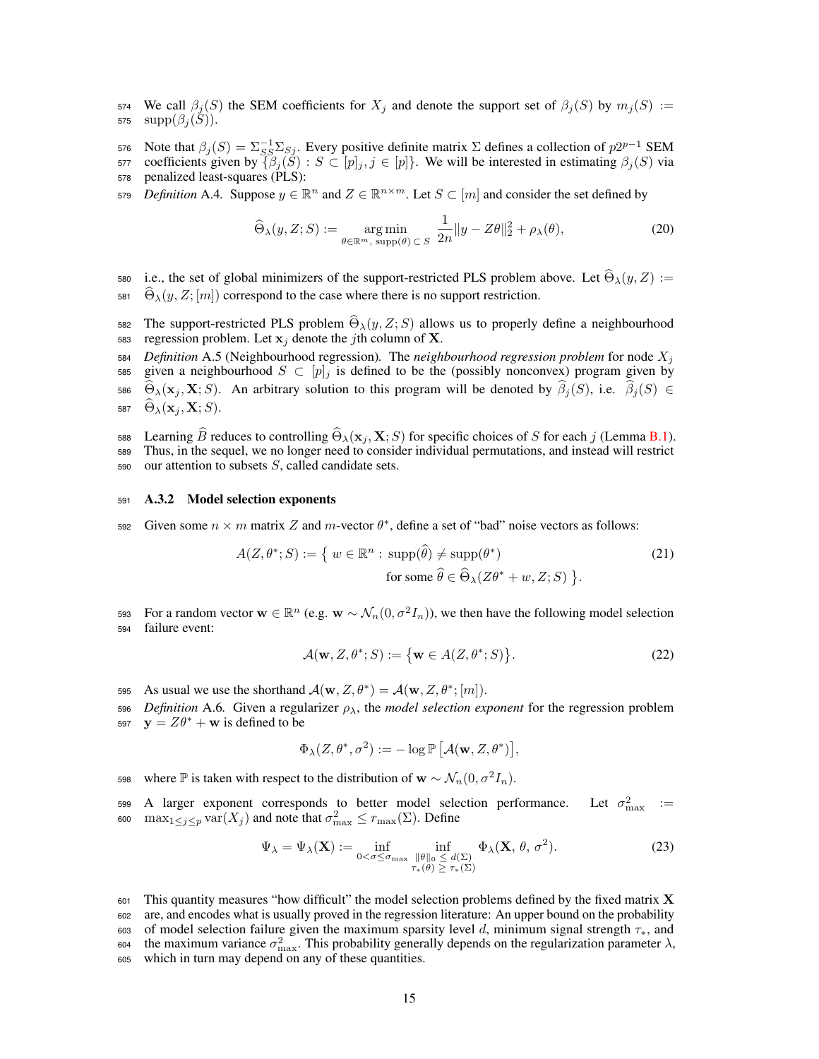We call $\beta_j(S)$ the SEM coefficients for $X_j$ and denote the support set of $\beta_j(S)$ by $m_j(S) := \operatorname{supp}(\beta_j(S))$.

Note that $\beta_j(S) = \Sigma_{SS}^{-1}\Sigma_{Sj}$. Every positive definite matrix $\Sigma$ defines a collection of $p2^{p-1}$ SEM coefficients given by $\{\beta_j(S) : S \subset [p]_j, j \in [p]\}$. We will be interested in estimating $\beta_j(S)$ via penalized least-squares (PLS):

*Definition* A.4. Suppose $y \in \mathbb{R}^n$ and $Z \in \mathbb{R}^{n\times m}$. Let $S \subset [m]$ and consider the set defined by

$$\widehat{\Theta}_\lambda(y, Z; S) := \underset{\theta\in\mathbb{R}^m,\ \operatorname{supp}(\theta)\subset S}{\arg\min} \ \frac{1}{2n}\|y - Z\theta\|_2^2 + \rho_\lambda(\theta), \tag{20}$$

i.e., the set of global minimizers of the support-restricted PLS problem above. Let $\widehat{\Theta}_\lambda(y, Z) := \widehat{\Theta}_\lambda(y, Z; [m])$ correspond to the case where there is no support restriction.

The support-restricted PLS problem $\widehat{\Theta}_\lambda(y, Z; S)$ allows us to properly define a neighbourhood regression problem. Let $\mathbf{x}_j$ denote the $j$th column of $\mathbf{X}$.

*Definition* A.5 (Neighbourhood regression). The *neighbourhood regression problem* for node $X_j$ given a neighbourhood $S \subset [p]_j$ is defined to be the (possibly nonconvex) program given by $\widehat{\Theta}_\lambda(\mathbf{x}_j, \mathbf{X}; S)$. An arbitrary solution to this program will be denoted by $\widehat{\beta}_j(S)$, i.e. $\widehat{\beta}_j(S) \in \widehat{\Theta}_\lambda(\mathbf{x}_j, \mathbf{X}; S)$.

Learning $\widehat{B}$ reduces to controlling $\widehat{\Theta}_\lambda(\mathbf{x}_j, \mathbf{X}; S)$ for specific choices of $S$ for each $j$ (Lemma B.1). Thus, in the sequel, we no longer need to consider individual permutations, and instead will restrict our attention to subsets $S$, called candidate sets.

### A.3.2 Model selection exponents

Given some $n \times m$ matrix $Z$ and $m$-vector $\theta^*$, define a set of "bad" noise vectors as follows:

$$A(Z, \theta^*; S) := \{\ w \in \mathbb{R}^n : \operatorname{supp}(\widehat{\theta}) \neq \operatorname{supp}(\theta^*) \text{ for some } \widehat{\theta} \in \widehat{\Theta}_\lambda(Z\theta^* + w, Z; S)\ \}. \tag{21}$$

For a random vector $\mathbf{w} \in \mathbb{R}^n$ (e.g. $\mathbf{w} \sim \mathcal{N}_n(0, \sigma^2 I_n)$), we then have the following model selection failure event:

$$\mathcal{A}(\mathbf{w}, Z, \theta^*; S) := \{\mathbf{w} \in A(Z, \theta^*; S)\}. \tag{22}$$

As usual we use the shorthand $\mathcal{A}(\mathbf{w}, Z, \theta^*) = \mathcal{A}(\mathbf{w}, Z, \theta^*; [m])$.

*Definition* A.6. Given a regularizer $\rho_\lambda$, the *model selection exponent* for the regression problem $\mathbf{y} = Z\theta^* + \mathbf{w}$ is defined to be

$$\Phi_\lambda(Z, \theta^*, \sigma^2) := -\log \mathbb{P}\left[\mathcal{A}(\mathbf{w}, Z, \theta^*)\right],$$

where $\mathbb{P}$ is taken with respect to the distribution of $\mathbf{w} \sim \mathcal{N}_n(0, \sigma^2 I_n)$.

A larger exponent corresponds to better model selection performance. Let $\sigma_{\max}^2 := \max_{1\le j\le p} \operatorname{var}(X_j)$ and note that $\sigma_{\max}^2 \le r_{\max}(\Sigma)$. Define

$$\Psi_\lambda = \Psi_\lambda(\mathbf{X}) := \inf_{0<\sigma\le\sigma_{\max}} \ \inf_{\substack{\|\theta\|_0 \le d(\Sigma) \\ \tau_*(\theta) \ge \tau_*(\Sigma)}} \Phi_\lambda(\mathbf{X},\, \theta,\, \sigma^2). \tag{23}$$

This quantity measures "how difficult" the model selection problems defined by the fixed matrix $\mathbf{X}$ are, and encodes what is usually proved in the regression literature: An upper bound on the probability of model selection failure given the maximum sparsity level $d$, minimum signal strength $\tau_*$, and the maximum variance $\sigma_{\max}^2$. This probability generally depends on the regularization parameter $\lambda$, which in turn may depend on any of these quantities.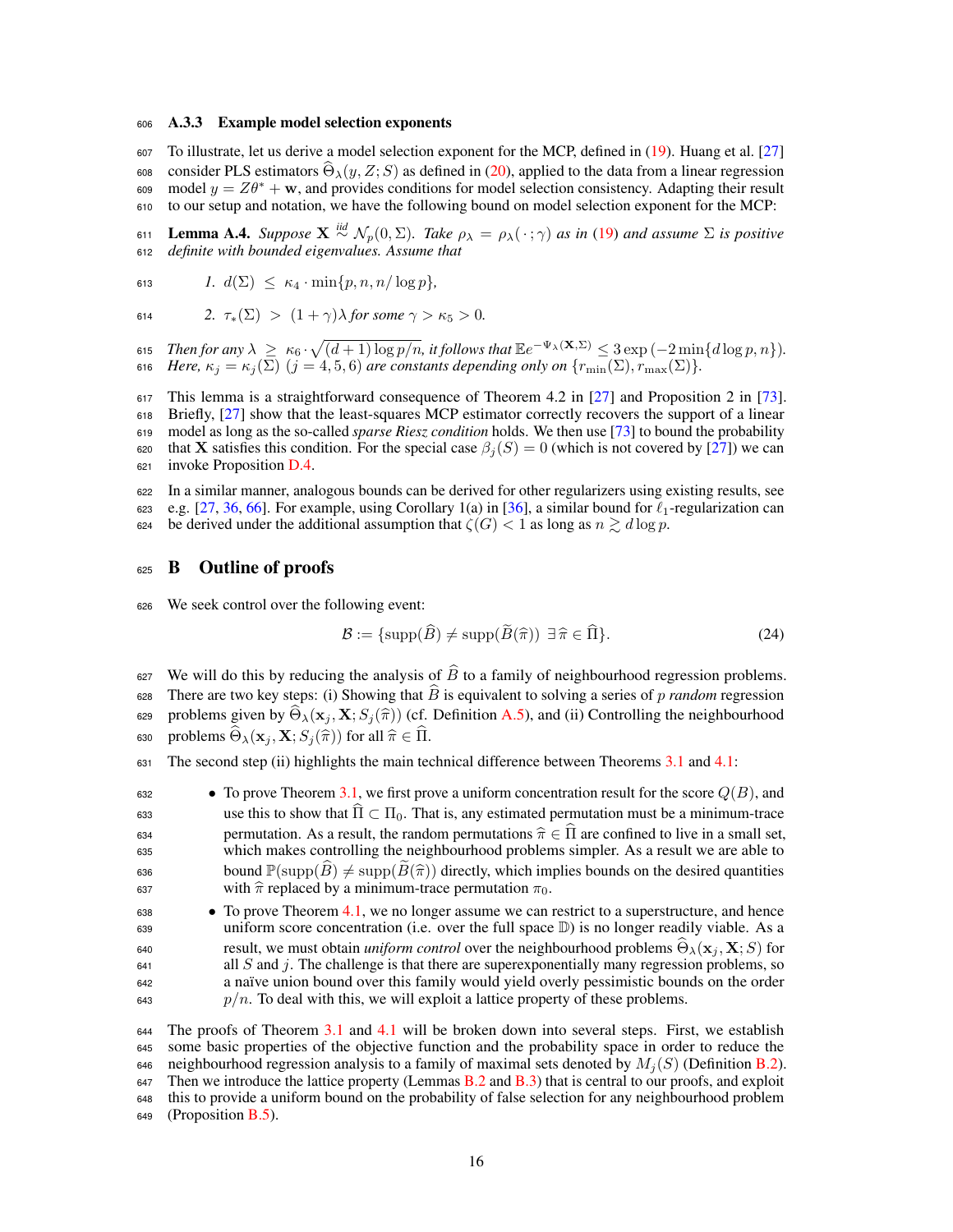### A.3.3 Example model selection exponents

To illustrate, let us derive a model selection exponent for the MCP, defined in (19). Huang et al. [27] consider PLS estimators $\widehat{\Theta}_\lambda(y, Z; S)$ as defined in (20), applied to the data from a linear regression model $y = Z\theta^* + \mathbf{w}$, and provides conditions for model selection consistency. Adapting their result to our setup and notation, we have the following bound on model selection exponent for the MCP:

**Lemma A.4.** *Suppose $\mathbf{X} \overset{iid}{\sim} \mathcal{N}_p(0, \Sigma)$. Take $\rho_\lambda = \rho_\lambda(\,\cdot\,; \gamma)$ as in (19) and assume $\Sigma$ is positive definite with bounded eigenvalues. Assume that*

1. $d(\Sigma) \;\le\; \kappa_4 \cdot \min\{p, n, n/\log p\}$,
2. $\tau_*(\Sigma) \;>\; (1+\gamma)\lambda$ *for some* $\gamma > \kappa_5 > 0$.

*Then for any $\lambda \;\ge\; \kappa_6 \cdot \sqrt{(d+1)\log p/n}$, it follows that $\mathbb{E}e^{-\Psi_\lambda(\mathbf{X},\Sigma)} \le 3\exp\left(-2\min\{d\log p, n\}\right)$. Here, $\kappa_j = \kappa_j(\Sigma)$ $(j = 4, 5, 6)$ are constants depending only on $\{r_{\min}(\Sigma), r_{\max}(\Sigma)\}$.*

This lemma is a straightforward consequence of Theorem 4.2 in [27] and Proposition 2 in [73]. Briefly, [27] show that the least-squares MCP estimator correctly recovers the support of a linear model as long as the so-called *sparse Riesz condition* holds. We then use [73] to bound the probability that $\mathbf{X}$ satisfies this condition. For the special case $\beta_j(S) = 0$ (which is not covered by [27]) we can invoke Proposition D.4.

In a similar manner, analogous bounds can be derived for other regularizers using existing results, see e.g. [27, 36, 66]. For example, using Corollary 1(a) in [36], a similar bound for $\ell_1$-regularization can be derived under the additional assumption that $\zeta(G) < 1$ as long as $n \gtrsim d\log p$.

# B Outline of proofs

We seek control over the following event:

$$\mathcal{B} := \{\mathrm{supp}(\widehat{B}) \neq \mathrm{supp}(\widetilde{B}(\widehat{\pi}))\ \exists\, \widehat{\pi} \in \widehat{\Pi}\}. \tag{24}$$

We will do this by reducing the analysis of $\widehat{B}$ to a family of neighbourhood regression problems. There are two key steps: (i) Showing that $\widehat{B}$ is equivalent to solving a series of $p$ *random* regression problems given by $\widehat{\Theta}_\lambda(\mathbf{x}_j, \mathbf{X}; S_j(\widehat{\pi}))$ (cf. Definition A.5), and (ii) Controlling the neighbourhood problems $\widehat{\Theta}_\lambda(\mathbf{x}_j, \mathbf{X}; S_j(\widehat{\pi}))$ for all $\widehat{\pi} \in \widehat{\Pi}$.

The second step (ii) highlights the main technical difference between Theorems 3.1 and 4.1:

- To prove Theorem 3.1, we first prove a uniform concentration result for the score $Q(B)$, and use this to show that $\widehat{\Pi} \subset \Pi_0$. That is, any estimated permutation must be a minimum-trace permutation. As a result, the random permutations $\widehat{\pi} \in \widehat{\Pi}$ are confined to live in a small set, which makes controlling the neighbourhood problems simpler. As a result we are able to bound $\mathbb{P}(\mathrm{supp}(\widehat{B}) \neq \mathrm{supp}(\widetilde{B}(\widehat{\pi}))$ directly, which implies bounds on the desired quantities with $\widehat{\pi}$ replaced by a minimum-trace permutation $\pi_0$.
- To prove Theorem 4.1, we no longer assume we can restrict to a superstructure, and hence uniform score concentration (i.e. over the full space $\mathbb{D}$) is no longer readily viable. As a result, we must obtain *uniform control* over the neighbourhood problems $\widehat{\Theta}_\lambda(\mathbf{x}_j, \mathbf{X}; S)$ for all $S$ and $j$. The challenge is that there are superexponentially many regression problems, so a naïve union bound over this family would yield overly pessimistic bounds on the order $p/n$. To deal with this, we will exploit a lattice property of these problems.

The proofs of Theorem 3.1 and 4.1 will be broken down into several steps. First, we establish some basic properties of the objective function and the probability space in order to reduce the neighbourhood regression analysis to a family of maximal sets denoted by $M_j(S)$ (Definition B.2). Then we introduce the lattice property (Lemmas B.2 and B.3) that is central to our proofs, and exploit this to provide a uniform bound on the probability of false selection for any neighbourhood problem (Proposition B.5).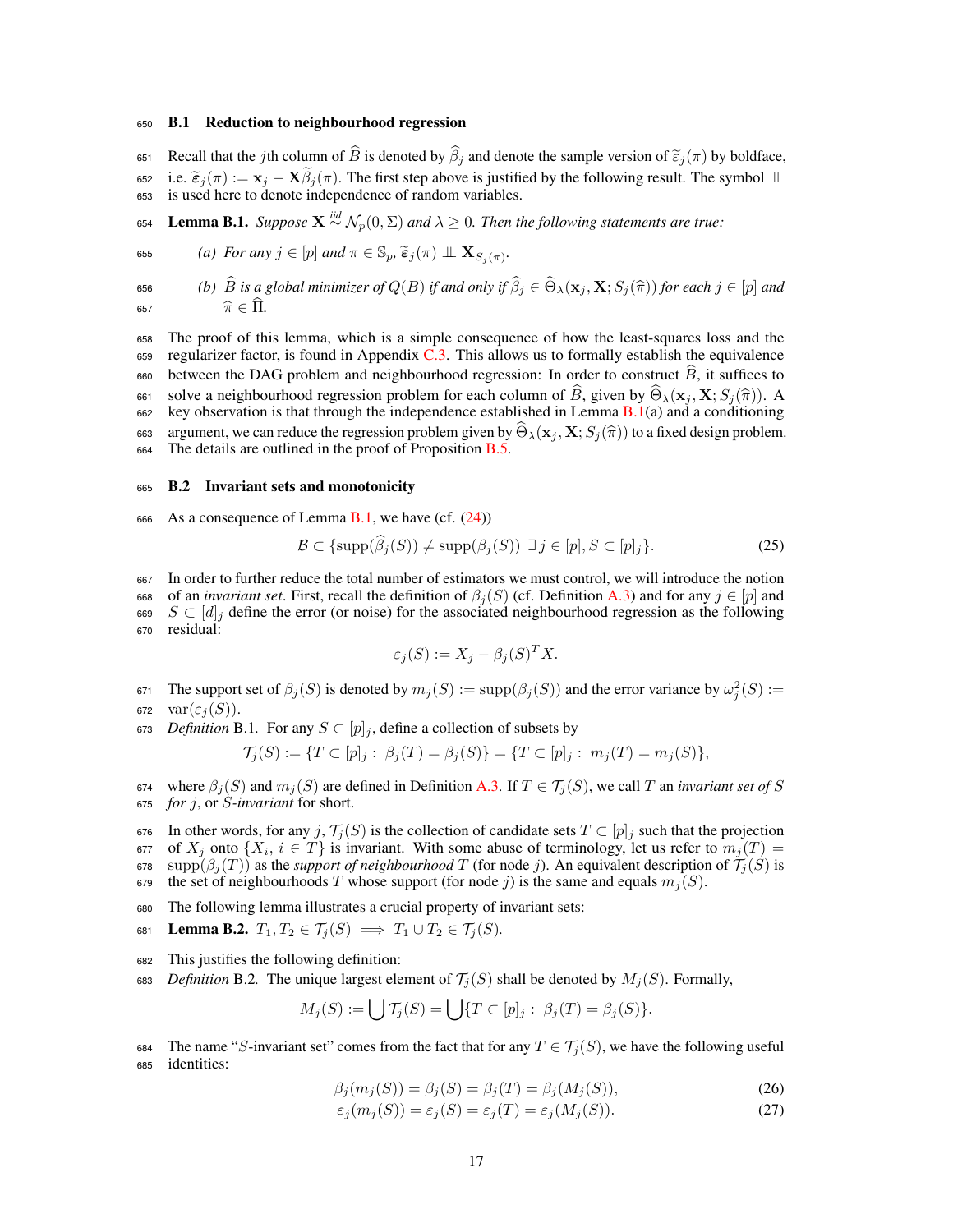### B.1 Reduction to neighbourhood regression

Recall that the $j$th column of $\widehat{B}$ is denoted by $\widehat{\beta}_j$ and denote the sample version of $\widetilde{\varepsilon}_j(\pi)$ by boldface, i.e. $\widetilde{\boldsymbol{\varepsilon}}_j(\pi) := \mathbf{x}_j - \mathbf{X}\widetilde{\beta}_j(\pi)$. The first step above is justified by the following result. The symbol $\perp\!\!\!\perp$ is used here to denote independence of random variables.

**Lemma B.1.** *Suppose $\mathbf{X} \overset{iid}{\sim} \mathcal{N}_p(0, \Sigma)$ and $\lambda \geq 0$. Then the following statements are true:*

*(a) For any $j \in [p]$ and $\pi \in \mathbb{S}_p$, $\widetilde{\boldsymbol{\varepsilon}}_j(\pi) \perp\!\!\!\perp \mathbf{X}_{S_j(\pi)}$.*

*(b) $\widehat{B}$ is a global minimizer of $Q(B)$ if and only if $\widehat{\beta}_j \in \widehat{\Theta}_\lambda(\mathbf{x}_j, \mathbf{X}; S_j(\widehat{\pi}))$ for each $j \in [p]$ and $\widehat{\pi} \in \widehat{\Pi}$.*

The proof of this lemma, which is a simple consequence of how the least-squares loss and the regularizer factor, is found in Appendix C.3. This allows us to formally establish the equivalence between the DAG problem and neighbourhood regression: In order to construct $\widehat{B}$, it suffices to solve a neighbourhood regression problem for each column of $\widehat{B}$, given by $\widehat{\Theta}_\lambda(\mathbf{x}_j, \mathbf{X}; S_j(\widehat{\pi}))$. A key observation is that through the independence established in Lemma B.1(a) and a conditioning argument, we can reduce the regression problem given by $\widehat{\Theta}_\lambda(\mathbf{x}_j, \mathbf{X}; S_j(\widehat{\pi}))$ to a fixed design problem. The details are outlined in the proof of Proposition B.5.

### B.2 Invariant sets and monotonicity

As a consequence of Lemma B.1, we have (cf. (24))

$$\mathcal{B} \subset \{\operatorname{supp}(\widehat{\beta}_j(S)) \neq \operatorname{supp}(\beta_j(S)) \ \exists\, j \in [p], S \subset [p]_j\}. \tag{25}$$

In order to further reduce the total number of estimators we must control, we will introduce the notion of an *invariant set*. First, recall the definition of $\beta_j(S)$ (cf. Definition A.3) and for any $j \in [p]$ and $S \subset [d]_j$ define the error (or noise) for the associated neighbourhood regression as the following residual:

$$\varepsilon_j(S) := X_j - \beta_j(S)^T X.$$

The support set of $\beta_j(S)$ is denoted by $m_j(S) := \operatorname{supp}(\beta_j(S))$ and the error variance by $\omega_j^2(S) := \operatorname{var}(\varepsilon_j(S))$.

*Definition* B.1. For any $S \subset [p]_j$, define a collection of subsets by

$$\mathcal{T}_j(S) := \{T \subset [p]_j : \ \beta_j(T) = \beta_j(S)\} = \{T \subset [p]_j : \ m_j(T) = m_j(S)\},$$

where $\beta_j(S)$ and $m_j(S)$ are defined in Definition A.3. If $T \in \mathcal{T}_j(S)$, we call $T$ an *invariant set of $S$ for $j$*, or *$S$-invariant* for short.

In other words, for any $j$, $\mathcal{T}_j(S)$ is the collection of candidate sets $T \subset [p]_j$ such that the projection of $X_j$ onto $\{X_i,\ i \in T\}$ is invariant. With some abuse of terminology, let us refer to $m_j(T) = \operatorname{supp}(\beta_j(T))$ as the *support of neighbourhood* $T$ (for node $j$). An equivalent description of $\mathcal{T}_j(S)$ is the set of neighbourhoods $T$ whose support (for node $j$) is the same and equals $m_j(S)$.

The following lemma illustrates a crucial property of invariant sets:

**Lemma B.2.** $T_1, T_2 \in \mathcal{T}_j(S) \implies T_1 \cup T_2 \in \mathcal{T}_j(S)$.

This justifies the following definition:

*Definition* B.2. The unique largest element of $\mathcal{T}_j(S)$ shall be denoted by $M_j(S)$. Formally,

$$M_j(S) := \bigcup \mathcal{T}_j(S) = \bigcup \{T \subset [p]_j : \ \beta_j(T) = \beta_j(S)\}.$$

The name "$S$-invariant set" comes from the fact that for any $T \in \mathcal{T}_j(S)$, we have the following useful identities:

$$\beta_j(m_j(S)) = \beta_j(S) = \beta_j(T) = \beta_j(M_j(S)), \tag{26}$$

$$\varepsilon_j(m_j(S)) = \varepsilon_j(S) = \varepsilon_j(T) = \varepsilon_j(M_j(S)). \tag{27}$$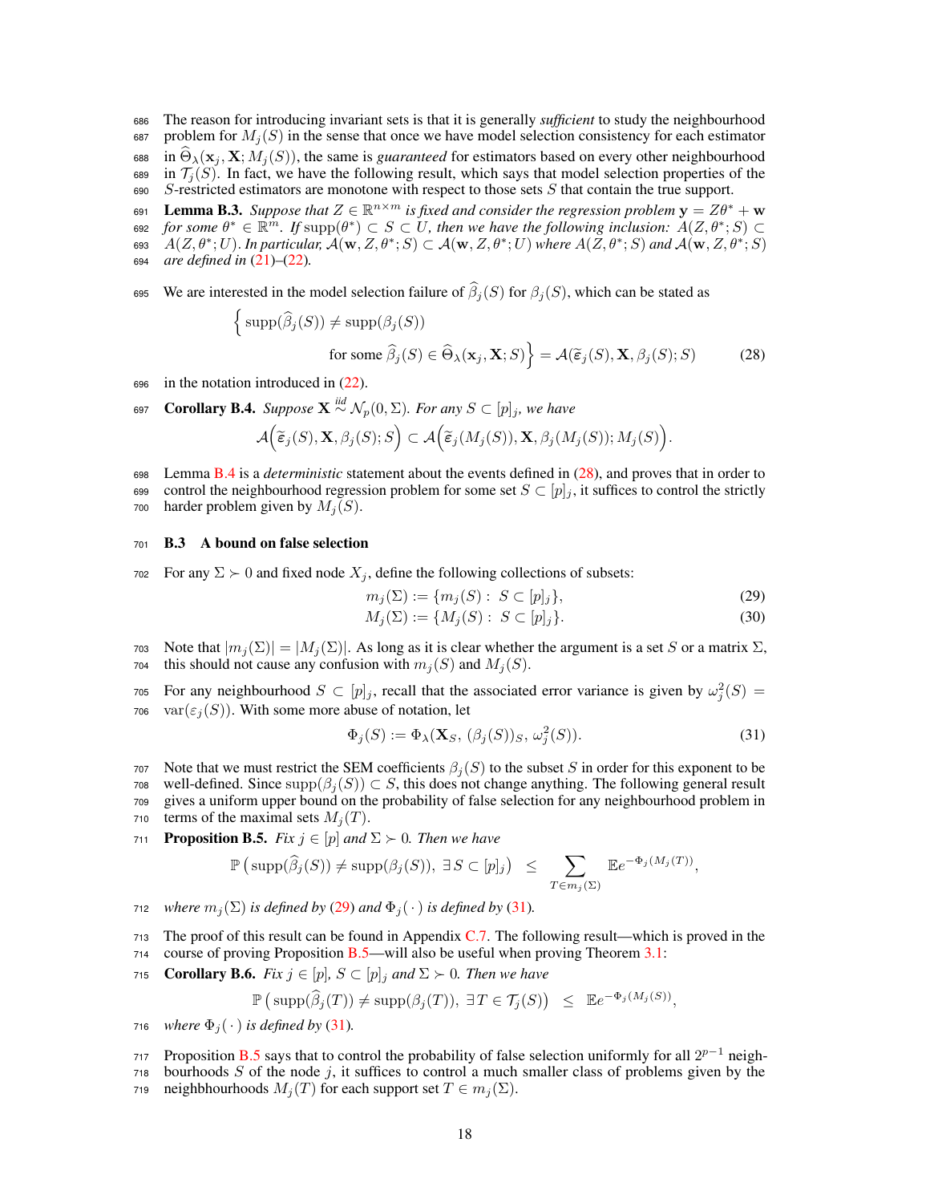The reason for introducing invariant sets is that it is generally *sufficient* to study the neighbourhood problem for $M_j(S)$ in the sense that once we have model selection consistency for each estimator in $\widehat{\Theta}_\lambda(\mathbf{x}_j, \mathbf{X}; M_j(S))$, the same is *guaranteed* for estimators based on every other neighbourhood in $\mathcal{T}_j(S)$. In fact, we have the following result, which says that model selection properties of the $S$-restricted estimators are monotone with respect to those sets $S$ that contain the true support.

**Lemma B.3.** *Suppose that $Z \in \mathbb{R}^{n\times m}$ is fixed and consider the regression problem $\mathbf{y} = Z\theta^* + \mathbf{w}$ for some $\theta^* \in \mathbb{R}^m$. If $\operatorname{supp}(\theta^*) \subset S \subset U$, then we have the following inclusion: $A(Z, \theta^*; S) \subset A(Z, \theta^*; U)$. In particular, $\mathcal{A}(\mathbf{w}, Z, \theta^*; S) \subset \mathcal{A}(\mathbf{w}, Z, \theta^*; U)$ where $A(Z, \theta^*; S)$ and $\mathcal{A}(\mathbf{w}, Z, \theta^*; S)$ are defined in (21)–(22).*

We are interested in the model selection failure of $\widehat{\beta}_j(S)$ for $\beta_j(S)$, which can be stated as

$$\Big\{ \operatorname{supp}(\widehat{\beta}_j(S)) \neq \operatorname{supp}(\beta_j(S)) \\ \text{for some } \widehat{\beta}_j(S) \in \widehat{\Theta}_\lambda(\mathbf{x}_j, \mathbf{X}; S)\Big\} = \mathcal{A}(\widetilde{\varepsilon}_j(S), \mathbf{X}, \beta_j(S); S) \tag{28}$$

in the notation introduced in (22).

**Corollary B.4.** *Suppose $\mathbf{X} \overset{iid}{\sim} \mathcal{N}_p(0, \Sigma)$. For any $S \subset [p]_j$, we have*

$$\mathcal{A}\Big(\widetilde{\varepsilon}_j(S), \mathbf{X}, \beta_j(S); S\Big) \subset \mathcal{A}\Big(\widetilde{\varepsilon}_j(M_j(S)), \mathbf{X}, \beta_j(M_j(S)); M_j(S)\Big).$$

Lemma B.4 is a *deterministic* statement about the events defined in (28), and proves that in order to control the neighbourhood regression problem for some set $S \subset [p]_j$, it suffices to control the strictly harder problem given by $M_j(S)$.

### B.3 A bound on false selection

For any $\Sigma \succ 0$ and fixed node $X_j$, define the following collections of subsets:

$$m_j(\Sigma) := \{m_j(S) : \; S \subset [p]_j\}, \tag{29}$$
$$M_j(\Sigma) := \{M_j(S) : \; S \subset [p]_j\}. \tag{30}$$

Note that $|m_j(\Sigma)| = |M_j(\Sigma)|$. As long as it is clear whether the argument is a set $S$ or a matrix $\Sigma$, this should not cause any confusion with $m_j(S)$ and $M_j(S)$.

For any neighbourhood $S \subset [p]_j$, recall that the associated error variance is given by $\omega_j^2(S) = \operatorname{var}(\varepsilon_j(S))$. With some more abuse of notation, let

$$\Phi_j(S) := \Phi_\lambda(\mathbf{X}_S, (\beta_j(S))_S, \omega_j^2(S)). \tag{31}$$

Note that we must restrict the SEM coefficients $\beta_j(S)$ to the subset $S$ in order for this exponent to be well-defined. Since $\operatorname{supp}(\beta_j(S)) \subset S$, this does not change anything. The following general result gives a uniform upper bound on the probability of false selection for any neighbourhood problem in terms of the maximal sets $M_j(T)$.

**Proposition B.5.** *Fix $j \in [p]$ and $\Sigma \succ 0$. Then we have*

$$\mathbb{P}\left(\operatorname{supp}(\widehat{\beta}_j(S)) \neq \operatorname{supp}(\beta_j(S)), \; \exists\, S \subset [p]_j\right) \;\; \leq \sum_{T \in m_j(\Sigma)} \mathbb{E}e^{-\Phi_j(M_j(T))},$$

*where $m_j(\Sigma)$ is defined by (29) and $\Phi_j(\,\cdot\,)$ is defined by (31).*

The proof of this result can be found in Appendix C.7. The following result—which is proved in the course of proving Proposition B.5—will also be useful when proving Theorem 3.1:

**Corollary B.6.** *Fix $j \in [p]$, $S \subset [p]_j$ and $\Sigma \succ 0$. Then we have*

$$\mathbb{P}\left(\operatorname{supp}(\widehat{\beta}_j(T)) \neq \operatorname{supp}(\beta_j(T)), \; \exists\, T \in \mathcal{T}_j(S)\right) \;\; \leq \;\; \mathbb{E}e^{-\Phi_j(M_j(S))},$$

*where $\Phi_j(\,\cdot\,)$ is defined by (31).*

Proposition B.5 says that to control the probability of false selection uniformly for all $2^{p-1}$ neighbourhoods $S$ of the node $j$, it suffices to control a much smaller class of problems given by the neighbourhoods $M_j(T)$ for each support set $T \in m_j(\Sigma)$.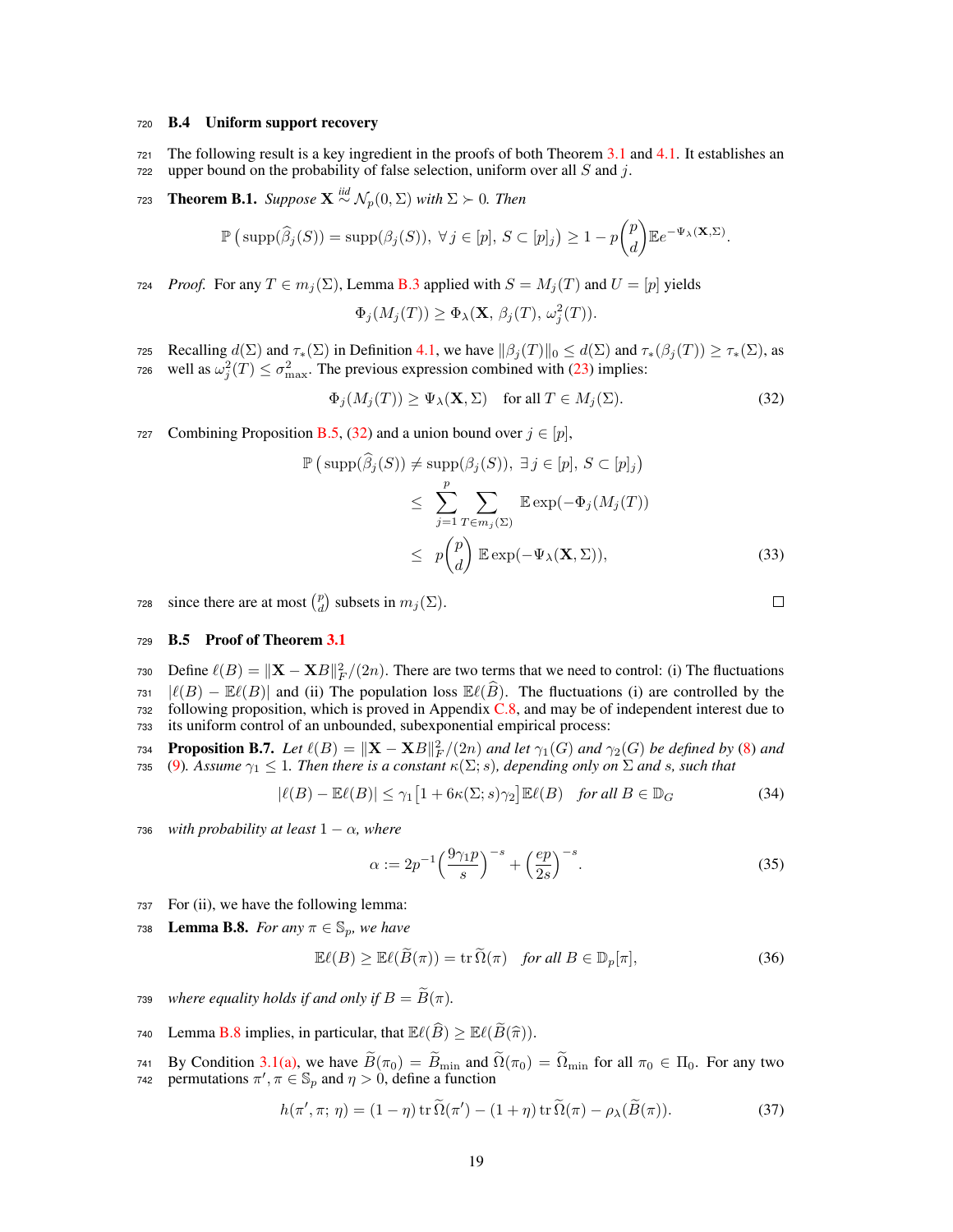### B.4 Uniform support recovery

The following result is a key ingredient in the proofs of both Theorem 3.1 and 4.1. It establishes an upper bound on the probability of false selection, uniform over all $S$ and $j$.

**Theorem B.1.** *Suppose* $\mathbf{X} \overset{iid}{\sim} \mathcal{N}_p(0, \Sigma)$ *with* $\Sigma \succ 0$. *Then*

$$\mathbb{P}\left(\operatorname{supp}(\widehat{\beta}_j(S)) = \operatorname{supp}(\beta_j(S)),\ \forall j \in [p],\ S \subset [p]_j\right) \geq 1 - p\binom{p}{d}\mathbb{E}e^{-\Psi_\lambda(\mathbf{X},\Sigma)}.$$

*Proof.* For any $T \in m_j(\Sigma)$, Lemma B.3 applied with $S = M_j(T)$ and $U = [p]$ yields

$$\Phi_j(M_j(T)) \geq \Phi_\lambda(\mathbf{X},\, \beta_j(T),\, \omega_j^2(T)).$$

Recalling $d(\Sigma)$ and $\tau_*(\Sigma)$ in Definition 4.1, we have $\|\beta_j(T)\|_0 \leq d(\Sigma)$ and $\tau_*(\beta_j(T)) \geq \tau_*(\Sigma)$, as well as $\omega_j^2(T) \leq \sigma_{\max}^2$. The previous expression combined with (23) implies:

$$\Phi_j(M_j(T)) \geq \Psi_\lambda(\mathbf{X}, \Sigma) \quad \text{for all } T \in M_j(\Sigma). \tag{32}$$

Combining Proposition B.5, (32) and a union bound over $j \in [p]$,

$$\begin{aligned}
\mathbb{P}\left(\operatorname{supp}(\widehat{\beta}_j(S)) \neq \operatorname{supp}(\beta_j(S)),\ \exists\, j \in [p],\ S \subset [p]_j\right)
&\leq \sum_{j=1}^{p} \sum_{T \in m_j(\Sigma)} \mathbb{E}\exp(-\Phi_j(M_j(T)) \\
&\leq p\binom{p}{d}\, \mathbb{E}\exp(-\Psi_\lambda(\mathbf{X}, \Sigma)),
\end{aligned} \tag{33}$$

since there are at most $\binom{p}{d}$ subsets in $m_j(\Sigma)$. □

### B.5 Proof of Theorem 3.1

Define $\ell(B) = \|\mathbf{X} - \mathbf{X}B\|_F^2/(2n)$. There are two terms that we need to control: (i) The fluctuations $|\ell(B) - \mathbb{E}\ell(B)|$ and (ii) The population loss $\mathbb{E}\ell(\widehat{B})$. The fluctuations (i) are controlled by the following proposition, which is proved in Appendix C.8, and may be of independent interest due to its uniform control of an unbounded, subexponential empirical process:

**Proposition B.7.** *Let* $\ell(B) = \|\mathbf{X} - \mathbf{X}B\|_F^2/(2n)$ *and let* $\gamma_1(G)$ *and* $\gamma_2(G)$ *be defined by* (8) *and* (9). *Assume* $\gamma_1 \leq 1$. *Then there is a constant* $\kappa(\Sigma; s)$, *depending only on* $\Sigma$ *and* $s$, *such that*

$$|\ell(B) - \mathbb{E}\ell(B)| \leq \gamma_1\big[1 + 6\kappa(\Sigma; s)\gamma_2\big]\,\mathbb{E}\ell(B) \quad \text{for all } B \in \mathbb{D}_G \tag{34}$$

*with probability at least* $1 - \alpha$, *where*

$$\alpha := 2p^{-1}\Big(\frac{9\gamma_1 p}{s}\Big)^{-s} + \Big(\frac{ep}{2s}\Big)^{-s}. \tag{35}$$

For (ii), we have the following lemma:

**Lemma B.8.** *For any* $\pi \in \mathbb{S}_p$, *we have*

$$\mathbb{E}\ell(B) \geq \mathbb{E}\ell(\widetilde{B}(\pi)) = \operatorname{tr}\widetilde{\Omega}(\pi) \quad \text{for all } B \in \mathbb{D}_p[\pi], \tag{36}$$

*where equality holds if and only if* $B = \widetilde{B}(\pi)$.

Lemma B.8 implies, in particular, that $\mathbb{E}\ell(\widehat{B}) \geq \mathbb{E}\ell(\widetilde{B}(\widehat{\pi}))$.

By Condition 3.1(a), we have $\widetilde{B}(\pi_0) = \widetilde{B}_{\min}$ and $\widetilde{\Omega}(\pi_0) = \widetilde{\Omega}_{\min}$ for all $\pi_0 \in \Pi_0$. For any two permutations $\pi', \pi \in \mathbb{S}_p$ and $\eta > 0$, define a function

$$h(\pi', \pi;\, \eta) = (1 - \eta)\operatorname{tr}\widetilde{\Omega}(\pi') - (1 + \eta)\operatorname{tr}\widetilde{\Omega}(\pi) - \rho_\lambda(\widetilde{B}(\pi)). \tag{37}$$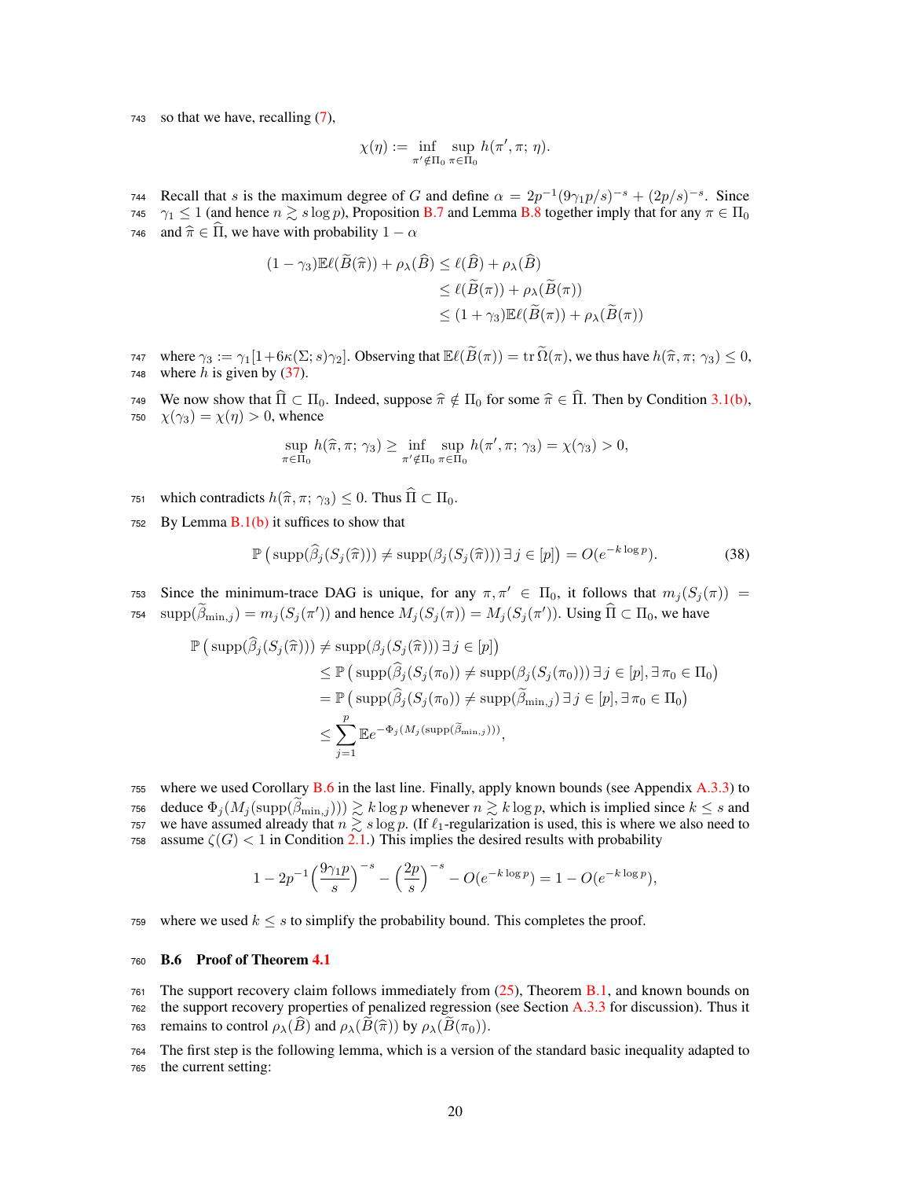so that we have, recalling (7),

$$\chi(\eta) := \inf_{\pi' \notin \Pi_0} \sup_{\pi \in \Pi_0} h(\pi', \pi; \eta).$$

Recall that $s$ is the maximum degree of $G$ and define $\alpha = 2p^{-1}(9\gamma_1 p/s)^{-s} + (2p/s)^{-s}$. Since $\gamma_1 \leq 1$ (and hence $n \gtrsim s \log p$), Proposition B.7 and Lemma B.8 together imply that for any $\pi \in \Pi_0$ and $\widehat{\pi} \in \widehat{\Pi}$, we have with probability $1 - \alpha$

$$\begin{aligned}
(1 - \gamma_3)\mathbb{E}\ell(\widetilde{B}(\widehat{\pi})) + \rho_\lambda(\widehat{B}) &\leq \ell(\widehat{B}) + \rho_\lambda(\widehat{B}) \\
&\leq \ell(\widetilde{B}(\pi)) + \rho_\lambda(\widetilde{B}(\pi)) \\
&\leq (1 + \gamma_3)\mathbb{E}\ell(\widetilde{B}(\pi)) + \rho_\lambda(\widetilde{B}(\pi))
\end{aligned}$$

where $\gamma_3 := \gamma_1[1 + 6\kappa(\Sigma; s)\gamma_2]$. Observing that $\mathbb{E}\ell(\widetilde{B}(\pi)) = \operatorname{tr} \widetilde{\Omega}(\pi)$, we thus have $h(\widehat{\pi}, \pi; \gamma_3) \leq 0$, where $h$ is given by (37).

We now show that $\widehat{\Pi} \subset \Pi_0$. Indeed, suppose $\widehat{\pi} \notin \Pi_0$ for some $\widehat{\pi} \in \widehat{\Pi}$. Then by Condition 3.1(b), $\chi(\gamma_3) = \chi(\eta) > 0$, whence

$$\sup_{\pi \in \Pi_0} h(\widehat{\pi}, \pi; \gamma_3) \geq \inf_{\pi' \notin \Pi_0} \sup_{\pi \in \Pi_0} h(\pi', \pi; \gamma_3) = \chi(\gamma_3) > 0,$$

which contradicts $h(\widehat{\pi}, \pi; \gamma_3) \leq 0$. Thus $\widehat{\Pi} \subset \Pi_0$.

By Lemma B.1(b) it suffices to show that

$$\mathbb{P}\left(\operatorname{supp}(\widehat{\beta}_j(S_j(\widehat{\pi}))) \neq \operatorname{supp}(\beta_j(S_j(\widehat{\pi}))) \, \exists \, j \in [p]\right) = O(e^{-k \log p}). \tag{38}$$

Since the minimum-trace DAG is unique, for any $\pi, \pi' \in \Pi_0$, it follows that $m_j(S_j(\pi)) = \operatorname{supp}(\widetilde{\beta}_{\min,j}) = m_j(S_j(\pi'))$ and hence $M_j(S_j(\pi)) = M_j(S_j(\pi'))$. Using $\widehat{\Pi} \subset \Pi_0$, we have

$$\begin{aligned}
\mathbb{P}&\left(\operatorname{supp}(\widehat{\beta}_j(S_j(\widehat{\pi}))) \neq \operatorname{supp}(\beta_j(S_j(\widehat{\pi}))) \, \exists \, j \in [p]\right) \\
&\leq \mathbb{P}\left(\operatorname{supp}(\widehat{\beta}_j(S_j(\pi_0))) \neq \operatorname{supp}(\beta_j(S_j(\pi_0))) \, \exists \, j \in [p], \exists \, \pi_0 \in \Pi_0\right) \\
&= \mathbb{P}\left(\operatorname{supp}(\widehat{\beta}_j(S_j(\pi_0))) \neq \operatorname{supp}(\widetilde{\beta}_{\min,j}) \, \exists \, j \in [p], \exists \, \pi_0 \in \Pi_0\right) \\
&\leq \sum_{j=1}^{p} \mathbb{E} e^{-\Phi_j(M_j(\operatorname{supp}(\widetilde{\beta}_{\min,j})))},
\end{aligned}$$

where we used Corollary B.6 in the last line. Finally, apply known bounds (see Appendix A.3.3) to deduce $\Phi_j(M_j(\operatorname{supp}(\widetilde{\beta}_{\min,j}))) \gtrsim k \log p$ whenever $n \gtrsim k \log p$, which is implied since $k \leq s$ and we have assumed already that $n \gtrsim s \log p$. (If $\ell_1$-regularization is used, this is where we also need to assume $\zeta(G) < 1$ in Condition 2.1.) This implies the desired results with probability

$$1 - 2p^{-1}\left(\frac{9\gamma_1 p}{s}\right)^{-s} - \left(\frac{2p}{s}\right)^{-s} - O(e^{-k \log p}) = 1 - O(e^{-k \log p}),$$

where we used $k \leq s$ to simplify the probability bound. This completes the proof.

## B.6 Proof of Theorem 4.1

The support recovery claim follows immediately from (25), Theorem B.1, and known bounds on the support recovery properties of penalized regression (see Section A.3.3 for discussion). Thus it remains to control $\rho_\lambda(\widehat{B})$ and $\rho_\lambda(\widetilde{B}(\widehat{\pi}))$ by $\rho_\lambda(\widetilde{B}(\pi_0))$.

The first step is the following lemma, which is a version of the standard basic inequality adapted to the current setting: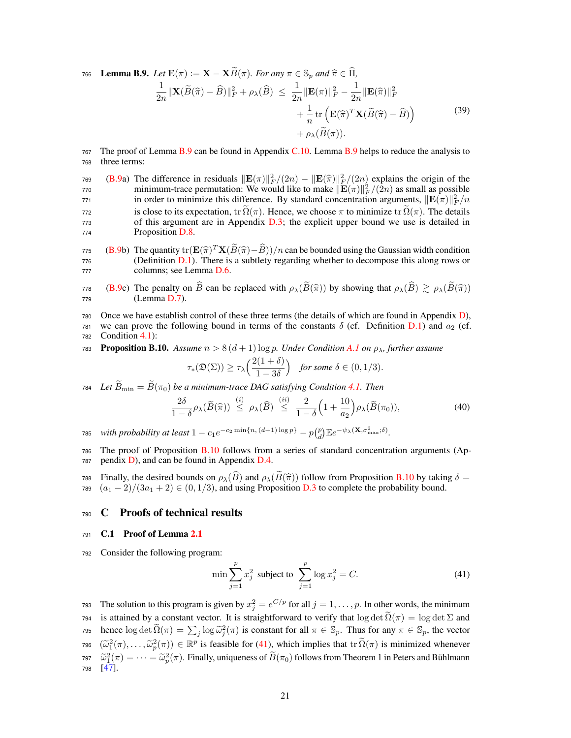**Lemma B.9.** *Let $\mathbf{E}(\pi) := \mathbf{X} - \mathbf{X}\widetilde{B}(\pi)$. For any $\pi \in \mathbb{S}_p$ and $\widehat{\pi} \in \widehat{\Pi}$,*

$$
\begin{aligned}
\frac{1}{2n}\|\mathbf{X}(\widetilde{B}(\widehat{\pi}) - \widehat{B})\|_F^2 + \rho_\lambda(\widehat{B}) \;\leq\; & \frac{1}{2n}\|\mathbf{E}(\pi)\|_F^2 - \frac{1}{2n}\|\mathbf{E}(\widehat{\pi})\|_F^2 \\
& + \frac{1}{n}\operatorname{tr}\left(\mathbf{E}(\widehat{\pi})^T\mathbf{X}(\widetilde{B}(\widehat{\pi}) - \widehat{B})\right) \\
& + \rho_\lambda(\widetilde{B}(\pi)).
\end{aligned}
\tag{39}
$$

The proof of Lemma B.9 can be found in Appendix C.10. Lemma B.9 helps to reduce the analysis to three terms:

- (B.9a) The difference in residuals $\|\mathbf{E}(\pi)\|_F^2/(2n) - \|\mathbf{E}(\widehat{\pi})\|_F^2/(2n)$ explains the origin of the minimum-trace permutation: We would like to make $\|\mathbf{E}(\pi)\|_F^2/(2n)$ as small as possible in order to minimize this difference. By standard concentration arguments, $\|\mathbf{E}(\pi)\|_F^2/n$ is close to its expectation, $\operatorname{tr}\widetilde{\Omega}(\pi)$. Hence, we choose $\pi$ to minimize $\operatorname{tr}\widetilde{\Omega}(\pi)$. The details of this argument are in Appendix D.3; the explicit upper bound we use is detailed in Proposition D.8.
- (B.9b) The quantity $\operatorname{tr}(\mathbf{E}(\widehat{\pi})^T\mathbf{X}(\widetilde{B}(\widehat{\pi}) - \widehat{B}))/n$ can be bounded using the Gaussian width condition (Definition D.1). There is a subtlety regarding whether to decompose this along rows or columns; see Lemma D.6.
- (B.9c) The penalty on $\widehat{B}$ can be replaced with $\rho_\lambda(\widetilde{B}(\widehat{\pi}))$ by showing that $\rho_\lambda(\widehat{B}) \gtrsim \rho_\lambda(\widetilde{B}(\widehat{\pi}))$ (Lemma D.7).

Once we have establish control of these three terms (the details of which are found in Appendix D), we can prove the following bound in terms of the constants $\delta$ (cf. Definition D.1) and $a_2$ (cf. Condition 4.1):

**Proposition B.10.** *Assume $n > 8(d+1)\log p$. Under Condition A.1 on $\rho_\lambda$, further assume*

$$
\tau_*(\mathfrak{D}(\Sigma)) \geq \tau_\lambda\Big(\frac{2(1+\delta)}{1-3\delta}\Big) \quad \textit{for some } \delta \in (0, 1/3).
$$

*Let $\widetilde{B}_{\min} = \widetilde{B}(\pi_0)$ be a minimum-trace DAG satisfying Condition 4.1. Then*

$$
\frac{2\delta}{1-\delta}\rho_\lambda(\widetilde{B}(\widehat{\pi})) \overset{(i)}{\leq} \rho_\lambda(\widehat{B}) \overset{(ii)}{\leq} \frac{2}{1-\delta}\Big(1 + \frac{10}{a_2}\Big)\rho_\lambda(\widetilde{B}(\pi_0)),
\tag{40}
$$

*with probability at least $1 - c_1 e^{-c_2 \min\{n,\,(d+1)\log p\}} - p\binom{p}{d}\mathbb{E}e^{-\psi_\lambda(\mathbf{X},\sigma^2_{\max};\delta)}$.*

The proof of Proposition B.10 follows from a series of standard concentration arguments (Appendix D), and can be found in Appendix D.4.

Finally, the desired bounds on $\rho_\lambda(\widehat{B})$ and $\rho_\lambda(\widetilde{B}(\widehat{\pi}))$ follow from Proposition B.10 by taking $\delta = (a_1 - 2)/(3a_1 + 2) \in (0, 1/3)$, and using Proposition D.3 to complete the probability bound.

# C Proofs of technical results

## C.1 Proof of Lemma 2.1

Consider the following program:

$$
\min \sum_{j=1}^p x_j^2 \text{ subject to } \sum_{j=1}^p \log x_j^2 = C.
\tag{41}
$$

The solution to this program is given by $x_j^2 = e^{C/p}$ for all $j = 1, \ldots, p$. In other words, the minimum is attained by a constant vector. It is straightforward to verify that $\log\det\widetilde{\Omega}(\pi) = \log\det\Sigma$ and hence $\log\det\widetilde{\Omega}(\pi) = \sum_j \log\widetilde{\omega}_j^2(\pi)$ is constant for all $\pi \in \mathbb{S}_p$. Thus for any $\pi \in \mathbb{S}_p$, the vector $(\widetilde{\omega}_1^2(\pi), \ldots, \widetilde{\omega}_p^2(\pi)) \in \mathbb{R}^p$ is feasible for (41), which implies that $\operatorname{tr}\widetilde{\Omega}(\pi)$ is minimized whenever $\widetilde{\omega}_1^2(\pi) = \cdots = \widetilde{\omega}_p^2(\pi)$. Finally, uniqueness of $\widetilde{B}(\pi_0)$ follows from Theorem 1 in Peters and Bühlmann [47].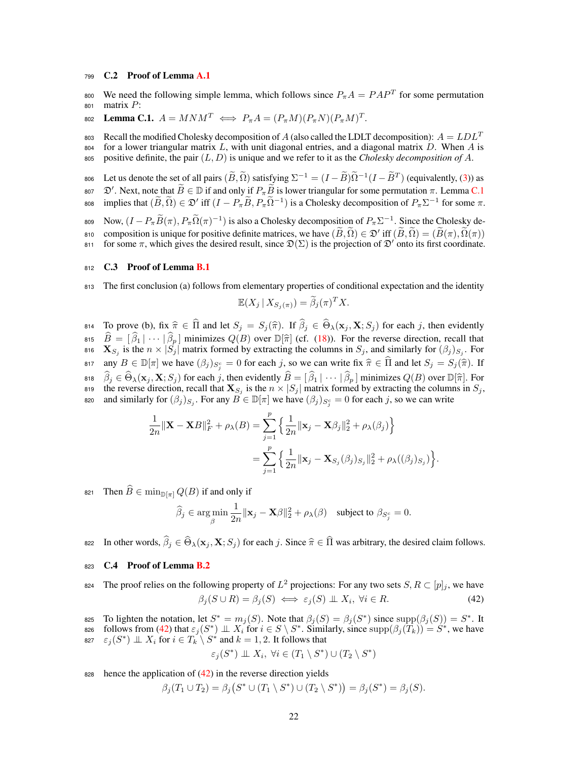### C.2 Proof of Lemma A.1

We need the following simple lemma, which follows since $P_\pi A = PAP^T$ for some permutation matrix $P$:

**Lemma C.1.** $A = MNM^T \iff P_\pi A = (P_\pi M)(P_\pi N)(P_\pi M)^T$.

Recall the modified Cholesky decomposition of $A$ (also called the LDLT decomposition): $A = LDL^T$ for a lower triangular matrix $L$, with unit diagonal entries, and a diagonal matrix $D$. When $A$ is positive definite, the pair $(L, D)$ is unique and we refer to it as the *Cholesky decomposition of* $A$.

Let us denote the set of all pairs $(\widetilde{B}, \widetilde{\Omega})$ satisfying $\Sigma^{-1} = (I - \widetilde{B})\widetilde{\Omega}^{-1}(I - \widetilde{B}^T)$ (equivalently, (3)) as $\mathfrak{D}'$. Next, note that $\widetilde{B} \in \mathbb{D}$ if and only if $P_\pi \widetilde{B}$ is lower triangular for some permutation $\pi$. Lemma C.1 implies that $(\widetilde{B}, \widetilde{\Omega}) \in \mathfrak{D}'$ iff $(I - P_\pi \widetilde{B}, P_\pi \widetilde{\Omega}^{-1})$ is a Cholesky decomposition of $P_\pi \Sigma^{-1}$ for some $\pi$.

Now, $(I - P_\pi \widetilde{B}(\pi), P_\pi \widetilde{\Omega}(\pi)^{-1})$ is also a Cholesky decomposition of $P_\pi \Sigma^{-1}$. Since the Cholesky decomposition is unique for positive definite matrices, we have $(\widetilde{B}, \widetilde{\Omega}) \in \mathfrak{D}'$ iff $(\widetilde{B}, \widetilde{\Omega}) = (\widetilde{B}(\pi), \widetilde{\Omega}(\pi))$ for some $\pi$, which gives the desired result, since $\mathfrak{D}(\Sigma)$ is the projection of $\mathfrak{D}'$ onto its first coordinate.

### C.3 Proof of Lemma B.1

The first conclusion (a) follows from elementary properties of conditional expectation and the identity

$$\mathbb{E}(X_j \mid X_{S_j(\pi)}) = \widetilde{\beta}_j(\pi)^T X.$$

To prove (b), fix $\widehat{\pi} \in \widehat{\Pi}$ and let $S_j = S_j(\widehat{\pi})$. If $\widehat{\beta}_j \in \widehat{\Theta}_\lambda(\mathbf{x}_j, \mathbf{X}; S_j)$ for each $j$, then evidently $\widehat{B} = [\,\widehat{\beta}_1 \,|\, \cdots \,|\, \widehat{\beta}_p\,]$ minimizes $Q(B)$ over $\mathbb{D}[\widehat{\pi}]$ (cf. (18)). For the reverse direction, recall that $\mathbf{X}_{S_j}$ is the $n \times |S_j|$ matrix formed by extracting the columns in $S_j$, and similarly for $(\beta_j)_{S_j}$. For any $B \in \mathbb{D}[\pi]$ we have $(\beta_j)_{S_j^c} = 0$ for each $j$, so we can write fix $\widehat{\pi} \in \widehat{\Pi}$ and let $S_j = S_j(\widehat{\pi})$. If $\widehat{\beta}_j \in \widehat{\Theta}_\lambda(\mathbf{x}_j, \mathbf{X}; S_j)$ for each $j$, then evidently $\widehat{B} = [\,\widehat{\beta}_1 \,|\, \cdots \,|\, \widehat{\beta}_p\,]$ minimizes $Q(B)$ over $\mathbb{D}[\widehat{\pi}]$. For the reverse direction, recall that $\mathbf{X}_{S_j}$ is the $n \times |S_j|$ matrix formed by extracting the columns in $S_j$, and similarly for $(\beta_j)_{S_j}$. For any $B \in \mathbb{D}[\pi]$ we have $(\beta_j)_{S_j^c} = 0$ for each $j$, so we can write

$$\begin{aligned}
\frac{1}{2n}\|\mathbf{X} - \mathbf{X}B\|_F^2 + \rho_\lambda(B) &= \sum_{j=1}^p \Big\{ \frac{1}{2n}\|\mathbf{x}_j - \mathbf{X}\beta_j\|_2^2 + \rho_\lambda(\beta_j) \Big\} \\
&= \sum_{j=1}^p \Big\{ \frac{1}{2n}\|\mathbf{x}_j - \mathbf{X}_{S_j}(\beta_j)_{S_j}\|_2^2 + \rho_\lambda((\beta_j)_{S_j}) \Big\}.
\end{aligned}$$

Then $\widehat{B} \in \min_{\mathbb{D}[\pi]} Q(B)$ if and only if

$$\widehat{\beta}_j \in \arg\min_{\beta} \frac{1}{2n}\|\mathbf{x}_j - \mathbf{X}\beta\|_2^2 + \rho_\lambda(\beta) \quad \text{subject to } \beta_{S_j^c} = 0.$$

In other words, $\widehat{\beta}_j \in \widehat{\Theta}_\lambda(\mathbf{x}_j, \mathbf{X}; S_j)$ for each $j$. Since $\widehat{\pi} \in \widehat{\Pi}$ was arbitrary, the desired claim follows.

### C.4 Proof of Lemma B.2

The proof relies on the following property of $L^2$ projections: For any two sets $S, R \subset [p]_j$, we have

$$\beta_j(S \cup R) = \beta_j(S) \iff \varepsilon_j(S) \perp\!\!\!\perp X_i, \ \forall i \in R. \tag{42}$$

To lighten the notation, let $S^* = m_j(S)$. Note that $\beta_j(S) = \beta_j(S^*)$ since $\operatorname{supp}(\beta_j(S)) = S^*$. It follows from (42) that $\varepsilon_j(S^*) \perp\!\!\!\perp X_i$ for $i \in S \setminus S^*$. Similarly, since $\operatorname{supp}(\beta_j(T_k)) = S^*$, we have $\varepsilon_j(S^*) \perp\!\!\!\perp X_i$ for $i \in T_k \setminus S^*$ and $k = 1, 2$. It follows that

$$\varepsilon_j(S^*) \perp\!\!\!\perp X_i, \ \forall i \in (T_1 \setminus S^*) \cup (T_2 \setminus S^*)$$

hence the application of (42) in the reverse direction yields

$$\beta_j(T_1 \cup T_2) = \beta_j\big(S^* \cup (T_1 \setminus S^*) \cup (T_2 \setminus S^*)\big) = \beta_j(S^*) = \beta_j(S).$$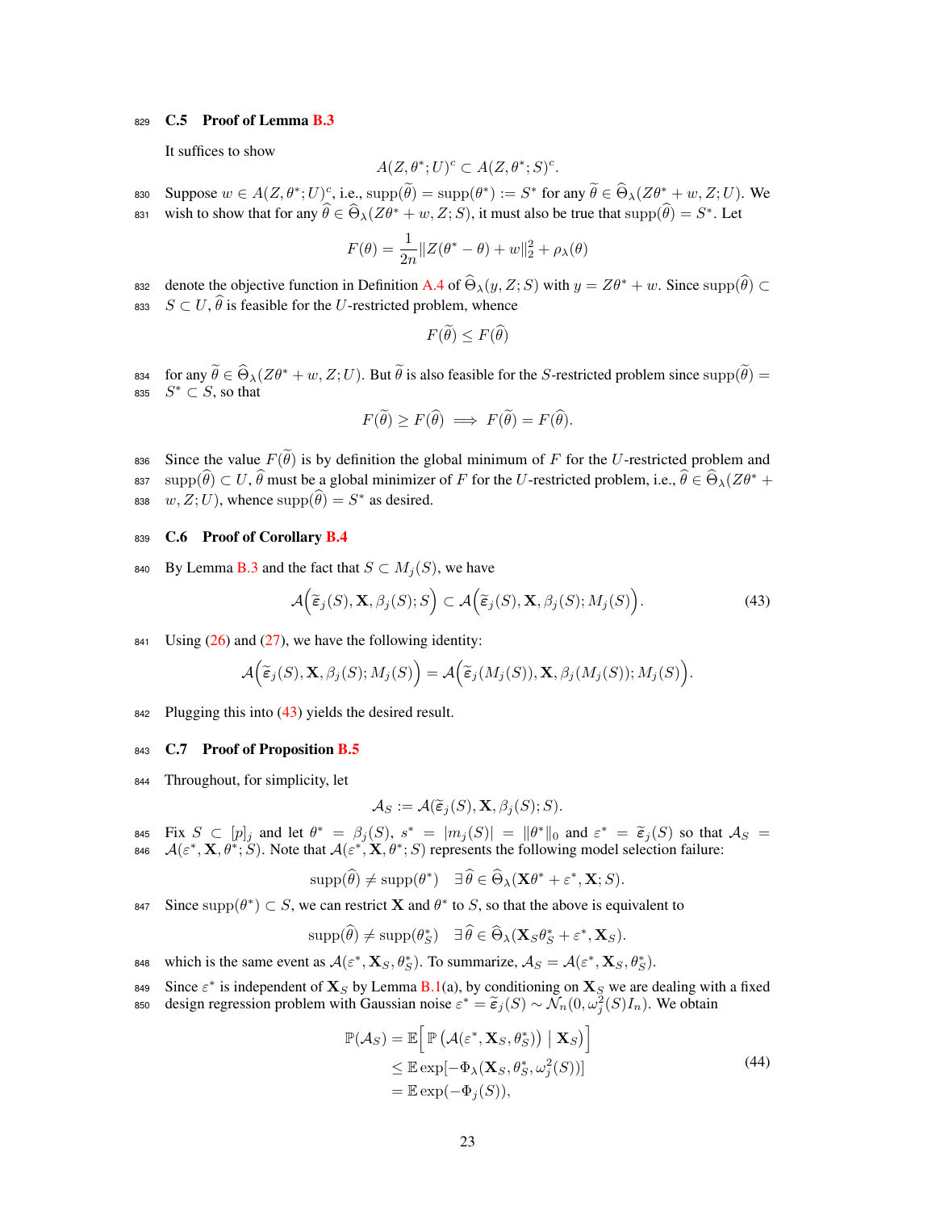### C.5 Proof of Lemma B.3

It suffices to show

$$A(Z, \theta^*; U)^c \subset A(Z, \theta^*; S)^c.$$

Suppose $w \in A(Z, \theta^*; U)^c$, i.e., $\text{supp}(\widetilde{\theta}) = \text{supp}(\theta^*) := S^*$ for any $\widetilde{\theta} \in \widehat{\Theta}_\lambda(Z\theta^* + w, Z; U)$. We wish to show that for any $\widehat{\theta} \in \widehat{\Theta}_\lambda(Z\theta^* + w, Z; S)$, it must also be true that $\text{supp}(\widehat{\theta}) = S^*$. Let

$$F(\theta) = \frac{1}{2n}\|Z(\theta^* - \theta) + w\|_2^2 + \rho_\lambda(\theta)$$

denote the objective function in Definition A.4 of $\widehat{\Theta}_\lambda(y, Z; S)$ with $y = Z\theta^* + w$. Since $\text{supp}(\widehat{\theta}) \subset S \subset U$, $\widehat{\theta}$ is feasible for the $U$-restricted problem, whence

$$F(\widetilde{\theta}) \le F(\widehat{\theta})$$

for any $\widetilde{\theta} \in \widehat{\Theta}_\lambda(Z\theta^* + w, Z; U)$. But $\widetilde{\theta}$ is also feasible for the $S$-restricted problem since $\text{supp}(\widetilde{\theta}) = S^* \subset S$, so that

$$F(\widetilde{\theta}) \ge F(\widehat{\theta}) \implies F(\widetilde{\theta}) = F(\widehat{\theta}).$$

Since the value $F(\widetilde{\theta})$ is by definition the global minimum of $F$ for the $U$-restricted problem and $\text{supp}(\widehat{\theta}) \subset U$, $\widehat{\theta}$ must be a global minimizer of $F$ for the $U$-restricted problem, i.e., $\widehat{\theta} \in \widehat{\Theta}_\lambda(Z\theta^* + w, Z; U)$, whence $\text{supp}(\widehat{\theta}) = S^*$ as desired.

### C.6 Proof of Corollary B.4

By Lemma B.3 and the fact that $S \subset M_j(S)$, we have

$$\mathcal{A}\Big(\widetilde{\varepsilon}_j(S), \mathbf{X}, \beta_j(S); S\Big) \subset \mathcal{A}\Big(\widetilde{\varepsilon}_j(S), \mathbf{X}, \beta_j(S); M_j(S)\Big). \tag{43}$$

Using (26) and (27), we have the following identity:

$$\mathcal{A}\Big(\widetilde{\varepsilon}_j(S), \mathbf{X}, \beta_j(S); M_j(S)\Big) = \mathcal{A}\Big(\widetilde{\varepsilon}_j(M_j(S)), \mathbf{X}, \beta_j(M_j(S)); M_j(S)\Big).$$

Plugging this into (43) yields the desired result.

### C.7 Proof of Proposition B.5

Throughout, for simplicity, let

$$\mathcal{A}_S := \mathcal{A}(\widetilde{\varepsilon}_j(S), \mathbf{X}, \beta_j(S); S).$$

Fix $S \subset [p]_j$ and let $\theta^* = \beta_j(S)$, $s^* = |m_j(S)| = \|\theta^*\|_0$ and $\varepsilon^* = \widetilde{\varepsilon}_j(S)$ so that $\mathcal{A}_S = \mathcal{A}(\varepsilon^*, \mathbf{X}, \theta^*; S)$. Note that $\mathcal{A}(\varepsilon^*, \mathbf{X}, \theta^*; S)$ represents the following model selection failure:

$$\text{supp}(\widehat{\theta}) \ne \text{supp}(\theta^*) \quad \exists \widehat{\theta} \in \widehat{\Theta}_\lambda(\mathbf{X}\theta^* + \varepsilon^*, \mathbf{X}; S).$$

Since $\text{supp}(\theta^*) \subset S$, we can restrict $\mathbf{X}$ and $\theta^*$ to $S$, so that the above is equivalent to

$$\text{supp}(\widehat{\theta}) \ne \text{supp}(\theta^*_S) \quad \exists \widehat{\theta} \in \widehat{\Theta}_\lambda(\mathbf{X}_S\theta^*_S + \varepsilon^*, \mathbf{X}_S).$$

which is the same event as $\mathcal{A}(\varepsilon^*, \mathbf{X}_S, \theta^*_S)$. To summarize, $\mathcal{A}_S = \mathcal{A}(\varepsilon^*, \mathbf{X}_S, \theta^*_S)$.

Since $\varepsilon^*$ is independent of $\mathbf{X}_S$ by Lemma B.1(a), by conditioning on $\mathbf{X}_S$ we are dealing with a fixed design regression problem with Gaussian noise $\varepsilon^* = \widetilde{\varepsilon}_j(S) \sim \mathcal{N}_n(0, \omega_j^2(S)I_n)$. We obtain

$$\begin{aligned}
\mathbb{P}(\mathcal{A}_S) &= \mathbb{E}\Big[\,\mathbb{P}\left(\mathcal{A}(\varepsilon^*, \mathbf{X}_S, \theta^*_S)\right) \,\big|\, \mathbf{X}_S)\Big] \\
&\le \mathbb{E}\exp[-\Phi_\lambda(\mathbf{X}_S, \theta^*_S, \omega_j^2(S))] \\
&= \mathbb{E}\exp(-\Phi_j(S)),
\end{aligned} \tag{44}$$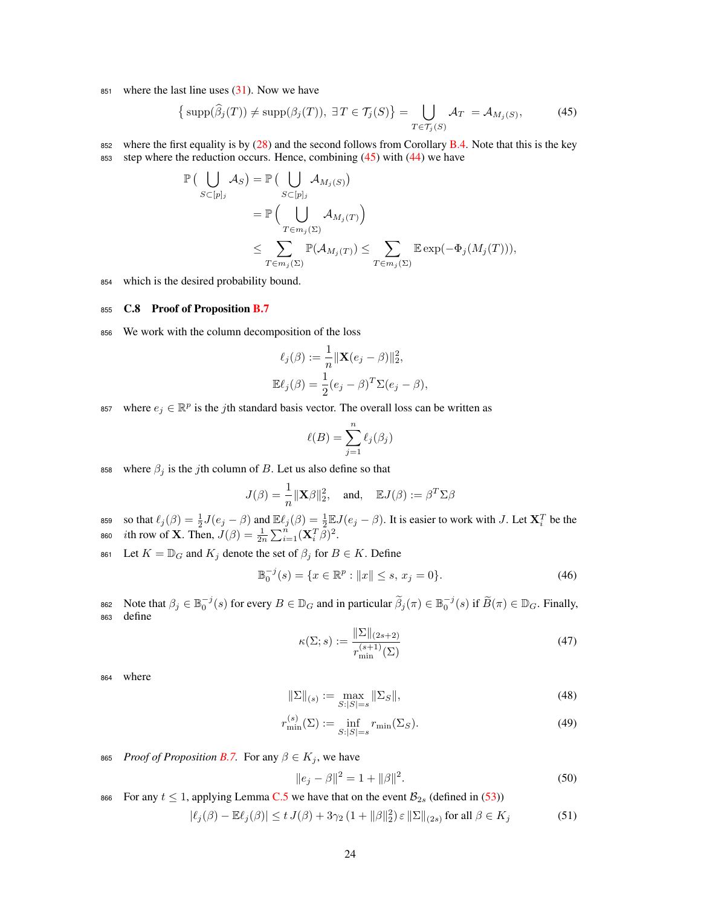where the last line uses (31). Now we have

$$\big\{ \operatorname{supp}(\widehat{\beta}_j(T)) \neq \operatorname{supp}(\beta_j(T)),\ \exists T \in \mathcal{T}_j(S) \big\} = \bigcup_{T \in \mathcal{T}_j(S)} \mathcal{A}_T \ = \mathcal{A}_{M_j(S)}, \tag{45}$$

where the first equality is by (28) and the second follows from Corollary B.4. Note that this is the key step where the reduction occurs. Hence, combining (45) with (44) we have

$$\begin{aligned}
\mathbb{P}\big( \bigcup_{S \subset [p]_j} \mathcal{A}_S \big) &= \mathbb{P}\big( \bigcup_{S \subset [p]_j} \mathcal{A}_{M_j(S)} \big) \\
&= \mathbb{P}\Big( \bigcup_{T \in m_j(\Sigma)} \mathcal{A}_{M_j(T)} \Big) \\
&\leq \sum_{T \in m_j(\Sigma)} \mathbb{P}(\mathcal{A}_{M_j(T)}) \leq \sum_{T \in m_j(\Sigma)} \mathbb{E} \exp(-\Phi_j(M_j(T))),
\end{aligned}$$

which is the desired probability bound.

## C.8 Proof of Proposition B.7

We work with the column decomposition of the loss

$$\begin{aligned}
\ell_j(\beta) &:= \frac{1}{n} \|\mathbf{X}(e_j - \beta)\|_2^2, \\
\mathbb{E}\ell_j(\beta) &= \frac{1}{2}(e_j - \beta)^T \Sigma (e_j - \beta),
\end{aligned}$$

where $e_j \in \mathbb{R}^p$ is the $j$th standard basis vector. The overall loss can be written as

$$\ell(B) = \sum_{j=1}^{n} \ell_j(\beta_j)$$

where $\beta_j$ is the $j$th column of $B$. Let us also define so that

$$J(\beta) = \frac{1}{n}\|\mathbf{X}\beta\|_2^2, \quad \text{and,} \quad \mathbb{E}J(\beta) := \beta^T \Sigma \beta$$

so that $\ell_j(\beta) = \frac{1}{2}J(e_j - \beta)$ and $\mathbb{E}\ell_j(\beta) = \frac{1}{2}\mathbb{E}J(e_j - \beta)$. It is easier to work with $J$. Let $\mathbf{X}_i^T$ be the $i$th row of $\mathbf{X}$. Then, $J(\beta) = \frac{1}{2n}\sum_{i=1}^{n}(\mathbf{X}_i^T \beta)^2$.

Let $K = \mathbb{D}_G$ and $K_j$ denote the set of $\beta_j$ for $B \in K$. Define

$$\mathbb{B}_0^{-j}(s) = \{x \in \mathbb{R}^p : \|x\| \leq s,\ x_j = 0\}. \tag{46}$$

Note that $\beta_j \in \mathbb{B}_0^{-j}(s)$ for every $B \in \mathbb{D}_G$ and in particular $\widetilde{\beta}_j(\pi) \in \mathbb{B}_0^{-j}(s)$ if $\widetilde{B}(\pi) \in \mathbb{D}_G$. Finally, define

$$\kappa(\Sigma; s) := \frac{\|\Sigma\|_{(2s+2)}}{r_{\min}^{(s+1)}(\Sigma)} \tag{47}$$

where

$$\|\Sigma\|_{(s)} := \max_{S : |S| = s} \|\Sigma_S\|, \tag{48}$$

$$r_{\min}^{(s)}(\Sigma) := \inf_{S : |S| = s} r_{\min}(\Sigma_S). \tag{49}$$

*Proof of Proposition B.7.* For any $\beta \in K_j$, we have

$$\|e_j - \beta\|^2 = 1 + \|\beta\|^2. \tag{50}$$

For any $t \leq 1$, applying Lemma C.5 we have that on the event $\mathcal{B}_{2s}$ (defined in (53))

$$|\ell_j(\beta) - \mathbb{E}\ell_j(\beta)| \leq t\, J(\beta) + 3\gamma_2 \,(1 + \|\beta\|_2^2)\, \varepsilon \,\|\Sigma\|_{(2s)} \text{ for all } \beta \in K_j \tag{51}$$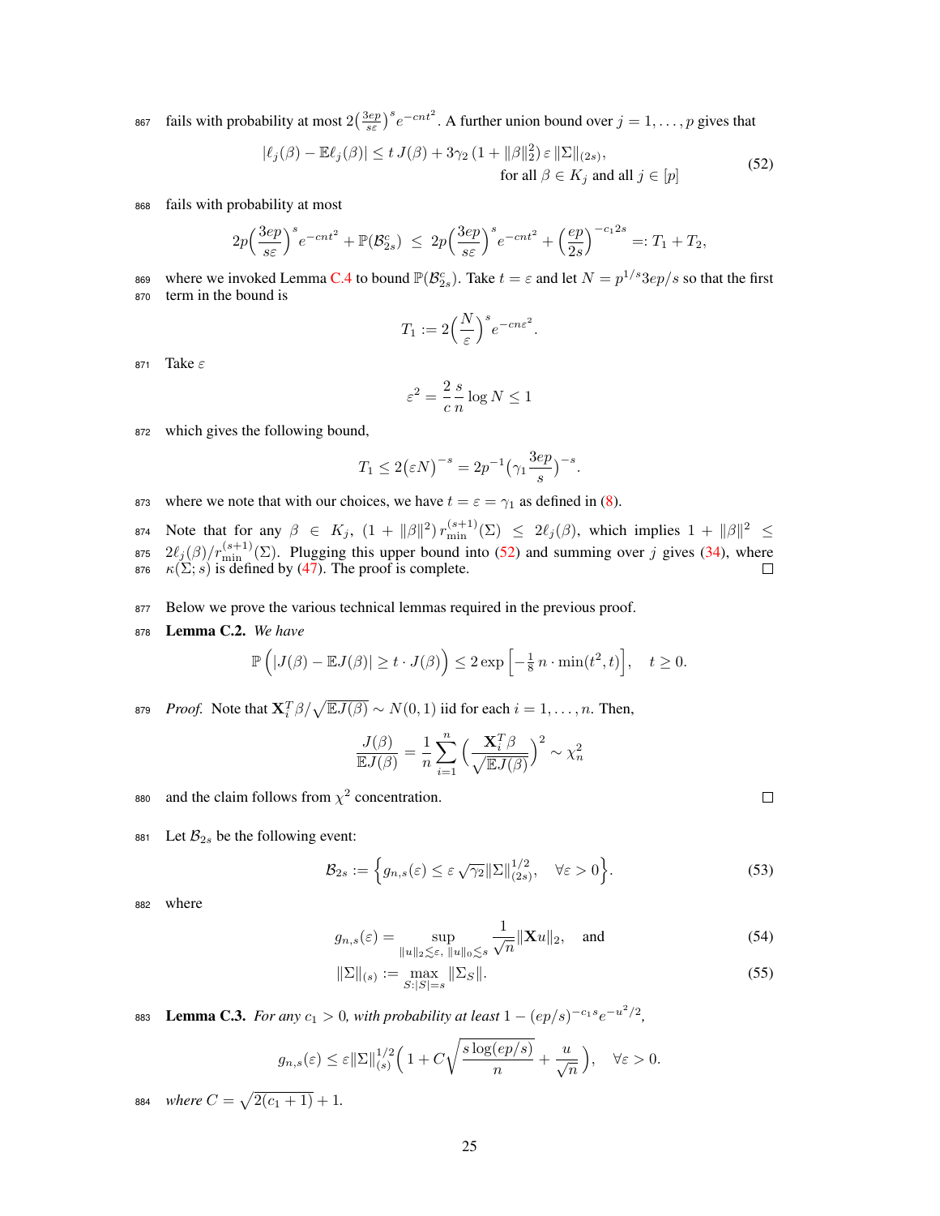fails with probability at most $2\big(\frac{3ep}{s\varepsilon}\big)^s e^{-cnt^2}$. A further union bound over $j = 1, \dots, p$ gives that

$$|\ell_j(\beta) - \mathbb{E}\ell_j(\beta)| \le t\, J(\beta) + 3\gamma_2\,(1 + \|\beta\|_2^2)\,\varepsilon\,\|\Sigma\|_{(2s)}, \qquad \text{for all } \beta \in K_j \text{ and all } j \in [p] \tag{52}$$

fails with probability at most

$$2p\Big(\frac{3ep}{s\varepsilon}\Big)^s e^{-cnt^2} + \mathbb{P}(\mathcal{B}_{2s}^c) \;\le\; 2p\Big(\frac{3ep}{s\varepsilon}\Big)^s e^{-cnt^2} + \Big(\frac{ep}{2s}\Big)^{-c_1 2s} =: T_1 + T_2,$$

where we invoked Lemma C.4 to bound $\mathbb{P}(\mathcal{B}_{2s}^c)$. Take $t = \varepsilon$ and let $N = p^{1/s}3ep/s$ so that the first term in the bound is

$$T_1 := 2\Big(\frac{N}{\varepsilon}\Big)^s e^{-cn\varepsilon^2}.$$

Take $\varepsilon$

$$\varepsilon^2 = \frac{2}{c}\frac{s}{n}\log N \le 1$$

which gives the following bound,

$$T_1 \le 2\big(\varepsilon N\big)^{-s} = 2p^{-1}\Big(\gamma_1\frac{3ep}{s}\Big)^{-s}.$$

where we note that with our choices, we have $t = \varepsilon = \gamma_1$ as defined in (8).

Note that for any $\beta \in K_j$, $(1 + \|\beta\|^2)\, r_{\min}^{(s+1)}(\Sigma) \le 2\ell_j(\beta)$, which implies $1 + \|\beta\|^2 \le 2\ell_j(\beta)/r_{\min}^{(s+1)}(\Sigma)$. Plugging this upper bound into (52) and summing over $j$ gives (34), where $\kappa(\Sigma; s)$ is defined by (47). The proof is complete. ☐

Below we prove the various technical lemmas required in the previous proof.

**Lemma C.2.** *We have*

$$\mathbb{P}\left(|J(\beta) - \mathbb{E}J(\beta)| \ge t \cdot J(\beta)\right) \le 2\exp\left[-\tfrac{1}{8}\,n \cdot \min(t^2, t)\right], \quad t \ge 0.$$

*Proof.* Note that $\mathbf{X}_i^T\beta/\sqrt{\mathbb{E}J(\beta)} \sim N(0,1)$ iid for each $i = 1, \dots, n$. Then,

$$\frac{J(\beta)}{\mathbb{E}J(\beta)} = \frac{1}{n}\sum_{i=1}^n \Big(\frac{\mathbf{X}_i^T\beta}{\sqrt{\mathbb{E}J(\beta)}}\Big)^2 \sim \chi_n^2$$

and the claim follows from $\chi^2$ concentration. ☐

Let $\mathcal{B}_{2s}$ be the following event:

$$\mathcal{B}_{2s} := \Big\{ g_{n,s}(\varepsilon) \le \varepsilon\,\sqrt{\gamma_2}\|\Sigma\|_{(2s)}^{1/2}, \quad \forall \varepsilon > 0 \Big\}. \tag{53}$$

where

$$g_{n,s}(\varepsilon) = \sup_{\|u\|_2 \lesssim \varepsilon,\; \|u\|_0 \lesssim s} \frac{1}{\sqrt{n}}\|\mathbf{X}u\|_2, \quad \text{and} \tag{54}$$

$$\|\Sigma\|_{(s)} := \max_{S:|S|=s} \|\Sigma_S\|. \tag{55}$$

**Lemma C.3.** *For any $c_1 > 0$, with probability at least $1 - (ep/s)^{-c_1 s}e^{-u^2/2}$,*

$$g_{n,s}(\varepsilon) \le \varepsilon\|\Sigma\|_{(s)}^{1/2}\Big(1 + C\sqrt{\frac{s\log(ep/s)}{n}} + \frac{u}{\sqrt{n}}\Big), \quad \forall \varepsilon > 0.$$

*where $C = \sqrt{2(c_1+1)} + 1$.*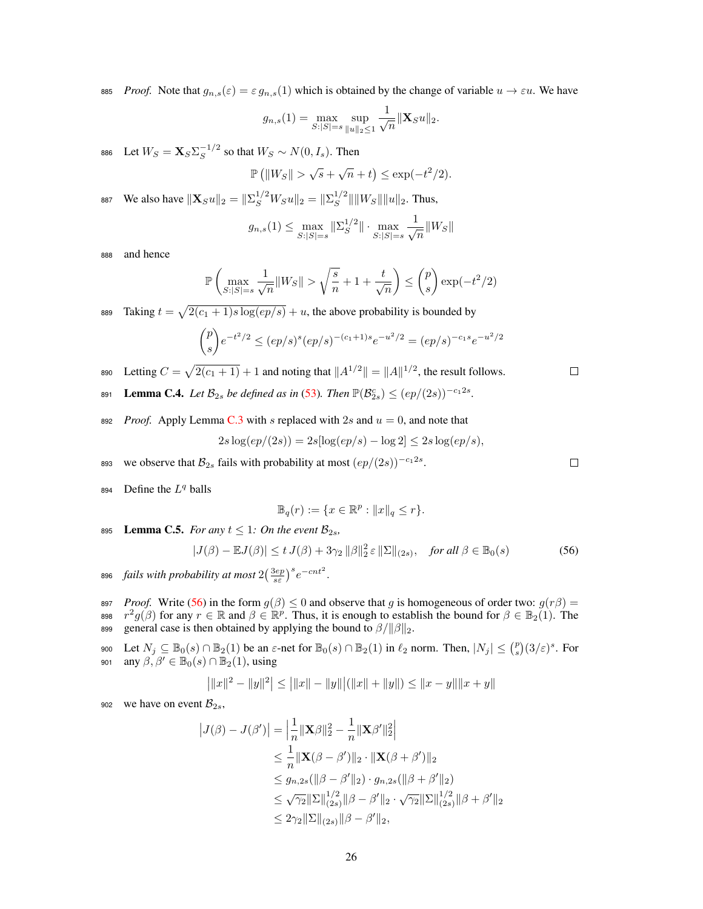*Proof.* Note that $g_{n,s}(\varepsilon) = \varepsilon\, g_{n,s}(1)$ which is obtained by the change of variable $u \to \varepsilon u$. We have

$$g_{n,s}(1) = \max_{S:|S|=s} \sup_{\|u\|_2 \le 1} \frac{1}{\sqrt{n}} \|\mathbf{X}_S u\|_2.$$

Let $W_S = \mathbf{X}_S \Sigma_S^{-1/2}$ so that $W_S \sim N(0, I_s)$. Then

$$\mathbb{P}\left(\|W_S\| > \sqrt{s} + \sqrt{n} + t\right) \le \exp(-t^2/2).$$

We also have $\|\mathbf{X}_S u\|_2 = \|\Sigma_S^{1/2} W_S u\|_2 = \|\Sigma_S^{1/2}\| \|W_S\| \|u\|_2$. Thus,

$$g_{n,s}(1) \le \max_{S:|S|=s} \|\Sigma_S^{1/2}\| \cdot \max_{S:|S|=s} \frac{1}{\sqrt{n}} \|W_S\|$$

and hence

$$\mathbb{P}\left( \max_{S:|S|=s} \frac{1}{\sqrt{n}} \|W_S\| > \sqrt{\frac{s}{n}} + 1 + \frac{t}{\sqrt{n}} \right) \le \binom{p}{s} \exp(-t^2/2)$$

Taking $t = \sqrt{2(c_1+1)s\log(ep/s)} + u$, the above probability is bounded by

$$\binom{p}{s} e^{-t^2/2} \le (ep/s)^s (ep/s)^{-(c_1+1)s} e^{-u^2/2} = (ep/s)^{-c_1 s} e^{-u^2/2}$$

Letting $C = \sqrt{2(c_1+1)} + 1$ and noting that $\|A^{1/2}\| = \|A\|^{1/2}$, the result follows. $\square$

**Lemma C.4.** *Let $\mathcal{B}_{2s}$ be defined as in (53). Then $\mathbb{P}(\mathcal{B}_{2s}^c) \le (ep/(2s))^{-c_1 2s}$.*

*Proof.* Apply Lemma C.3 with $s$ replaced with $2s$ and $u = 0$, and note that

$$2s\log(ep/(2s)) = 2s[\log(ep/s) - \log 2] \le 2s\log(ep/s),$$

we observe that $\mathcal{B}_{2s}$ fails with probability at most $(ep/(2s))^{-c_1 2s}$. $\square$

Define the $L^q$ balls

$$\mathbb{B}_q(r) := \{x \in \mathbb{R}^p : \|x\|_q \le r\}.$$

**Lemma C.5.** *For any $t \le 1$: On the event $\mathcal{B}_{2s}$,*

$$|J(\beta) - \mathbb{E}J(\beta)| \le t\, J(\beta) + 3\gamma_2 \|\beta\|_2^2\, \varepsilon\, \|\Sigma\|_{(2s)}, \quad \textit{for all } \beta \in \mathbb{B}_0(s) \tag{56}$$

*fails with probability at most $2\big(\frac{3ep}{s\varepsilon}\big)^s e^{-cnt^2}$.*

*Proof.* Write (56) in the form $g(\beta) \le 0$ and observe that $g$ is homogeneous of order two: $g(r\beta) = r^2 g(\beta)$ for any $r \in \mathbb{R}$ and $\beta \in \mathbb{R}^p$. Thus, it is enough to establish the bound for $\beta \in \mathbb{B}_2(1)$. The general case is then obtained by applying the bound to $\beta/\|\beta\|_2$.

Let $N_j \subseteq \mathbb{B}_0(s) \cap \mathbb{B}_2(1)$ be an $\varepsilon$-net for $\mathbb{B}_0(s) \cap \mathbb{B}_2(1)$ in $\ell_2$ norm. Then, $|N_j| \le \binom{p}{s}(3/\varepsilon)^s$. For any $\beta, \beta' \in \mathbb{B}_0(s) \cap \mathbb{B}_2(1)$, using

$$\big|\|x\|^2 - \|y\|^2\big| \le \big|\|x\| - \|y\|\big|(\|x\| + \|y\|) \le \|x - y\| \|x + y\|$$

we have on event $\mathcal{B}_{2s}$,

$$\begin{aligned}
\big|J(\beta) - J(\beta')\big| &= \Big|\frac{1}{n}\|\mathbf{X}\beta\|_2^2 - \frac{1}{n}\|\mathbf{X}\beta'\|_2^2\Big| \\
&\le \frac{1}{n}\|\mathbf{X}(\beta - \beta')\|_2 \cdot \|\mathbf{X}(\beta + \beta')\|_2 \\
&\le g_{n,2s}(\|\beta - \beta'\|_2) \cdot g_{n,2s}(\|\beta + \beta'\|_2) \\
&\le \sqrt{\gamma_2}\|\Sigma\|_{(2s)}^{1/2}\|\beta - \beta'\|_2 \cdot \sqrt{\gamma_2}\|\Sigma\|_{(2s)}^{1/2}\|\beta + \beta'\|_2 \\
&\le 2\gamma_2\|\Sigma\|_{(2s)}\|\beta - \beta'\|_2,
\end{aligned}$$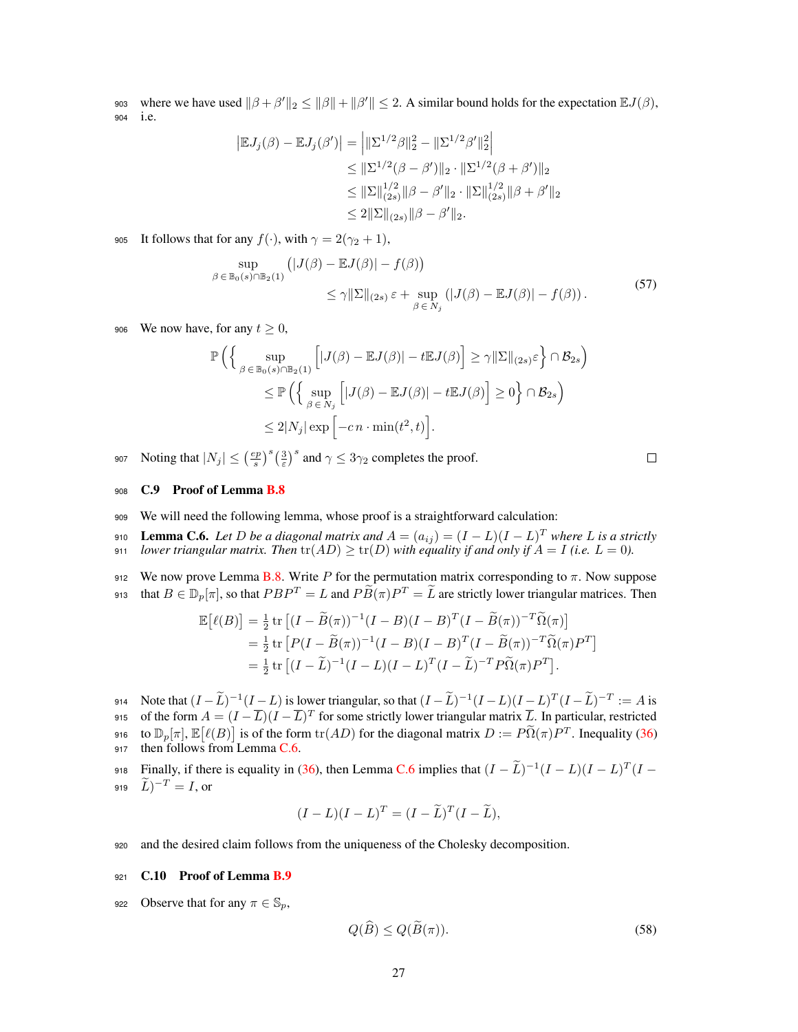where we have used $\|\beta + \beta'\|_2 \le \|\beta\| + \|\beta'\| \le 2$. A similar bound holds for the expectation $\mathbb{E}J(\beta)$, i.e.

$$
\begin{aligned}
\big|\mathbb{E}J_j(\beta) - \mathbb{E}J_j(\beta')\big| &= \Big|\|\Sigma^{1/2}\beta\|_2^2 - \|\Sigma^{1/2}\beta'\|_2^2\Big| \\
&\le \|\Sigma^{1/2}(\beta - \beta')\|_2 \cdot \|\Sigma^{1/2}(\beta + \beta')\|_2 \\
&\le \|\Sigma\|_{(2s)}^{1/2}\|\beta - \beta'\|_2 \cdot \|\Sigma\|_{(2s)}^{1/2}\|\beta + \beta'\|_2 \\
&\le 2\|\Sigma\|_{(2s)}\|\beta - \beta'\|_2.
\end{aligned}
$$

It follows that for any $f(\cdot)$, with $\gamma = 2(\gamma_2 + 1)$,

$$
\begin{aligned}
&\sup_{\beta \,\in\, \mathbb{B}_0(s)\cap\mathbb{B}_2(1)} \big(|J(\beta) - \mathbb{E}J(\beta)| - f(\beta)\big) \\
&\qquad\qquad \le \gamma\|\Sigma\|_{(2s)}\,\varepsilon + \sup_{\beta \,\in\, N_j} \big(|J(\beta) - \mathbb{E}J(\beta)| - f(\beta)\big).
\end{aligned}
\tag{57}
$$

We now have, for any $t \ge 0$,

$$
\begin{aligned}
&\mathbb{P}\Big(\Big\{\sup_{\beta \,\in\, \mathbb{B}_0(s)\cap\mathbb{B}_2(1)} \Big[|J(\beta) - \mathbb{E}J(\beta)| - t\mathbb{E}J(\beta)\Big] \ge \gamma\|\Sigma\|_{(2s)}\varepsilon\Big\} \cap \mathcal{B}_{2s}\Big) \\
&\qquad \le \mathbb{P}\Big(\Big\{\sup_{\beta \,\in\, N_j} \Big[|J(\beta) - \mathbb{E}J(\beta)| - t\mathbb{E}J(\beta)\Big] \ge 0\Big\} \cap \mathcal{B}_{2s}\Big) \\
&\qquad \le 2|N_j| \exp\Big[-c\,n\cdot\min(t^2, t)\Big].
\end{aligned}
$$

Noting that $|N_j| \le \left(\frac{ep}{s}\right)^s\left(\frac{3}{\varepsilon}\right)^s$ and $\gamma \le 3\gamma_2$ completes the proof. □

### C.9 Proof of Lemma B.8

We will need the following lemma, whose proof is a straightforward calculation:

**Lemma C.6.** *Let $D$ be a diagonal matrix and $A = (a_{ij}) = (I - L)(I - L)^T$ where $L$ is a strictly lower triangular matrix. Then $\operatorname{tr}(AD) \ge \operatorname{tr}(D)$ with equality if and only if $A = I$ (i.e. $L = 0$).*

We now prove Lemma B.8. Write $P$ for the permutation matrix corresponding to $\pi$. Now suppose that $B \in \mathbb{D}_p[\pi]$, so that $PBP^T = L$ and $P\widetilde{B}(\pi)P^T = \widetilde{L}$ are strictly lower triangular matrices. Then

$$
\begin{aligned}
\mathbb{E}\big[\ell(B)\big] &= \tfrac{1}{2}\operatorname{tr}\big[(I - \widetilde{B}(\pi))^{-1}(I - B)(I - B)^T(I - \widetilde{B}(\pi))^{-T}\widetilde{\Omega}(\pi)\big] \\
&= \tfrac{1}{2}\operatorname{tr}\big[P(I - \widetilde{B}(\pi))^{-1}(I - B)(I - B)^T(I - \widetilde{B}(\pi))^{-T}\widetilde{\Omega}(\pi)P^T\big] \\
&= \tfrac{1}{2}\operatorname{tr}\big[(I - \widetilde{L})^{-1}(I - L)(I - L)^T(I - \widetilde{L})^{-T}P\widetilde{\Omega}(\pi)P^T\big].
\end{aligned}
$$

Note that $(I - \widetilde{L})^{-1}(I - L)$ is lower triangular, so that $(I - \widetilde{L})^{-1}(I - L)(I - L)^T(I - \widetilde{L})^{-T} := A$ is of the form $A = (I - \overline{L})(I - \overline{L})^T$ for some strictly lower triangular matrix $\overline{L}$. In particular, restricted to $\mathbb{D}_p[\pi]$, $\mathbb{E}\big[\ell(B)\big]$ is of the form $\operatorname{tr}(AD)$ for the diagonal matrix $D := P\widetilde{\Omega}(\pi)P^T$. Inequality (36) then follows from Lemma C.6.

Finally, if there is equality in (36), then Lemma C.6 implies that $(I - \widetilde{L})^{-1}(I - L)(I - L)^T(I - \widetilde{L})^{-T} = I$, or

$$
(I - L)(I - L)^T = (I - \widetilde{L})^T(I - \widetilde{L}),
$$

and the desired claim follows from the uniqueness of the Cholesky decomposition.

### C.10 Proof of Lemma B.9

Observe that for any $\pi \in \mathbb{S}_p$,

$$
Q(\widehat{B}) \le Q(\widetilde{B}(\pi)). \tag{58}
$$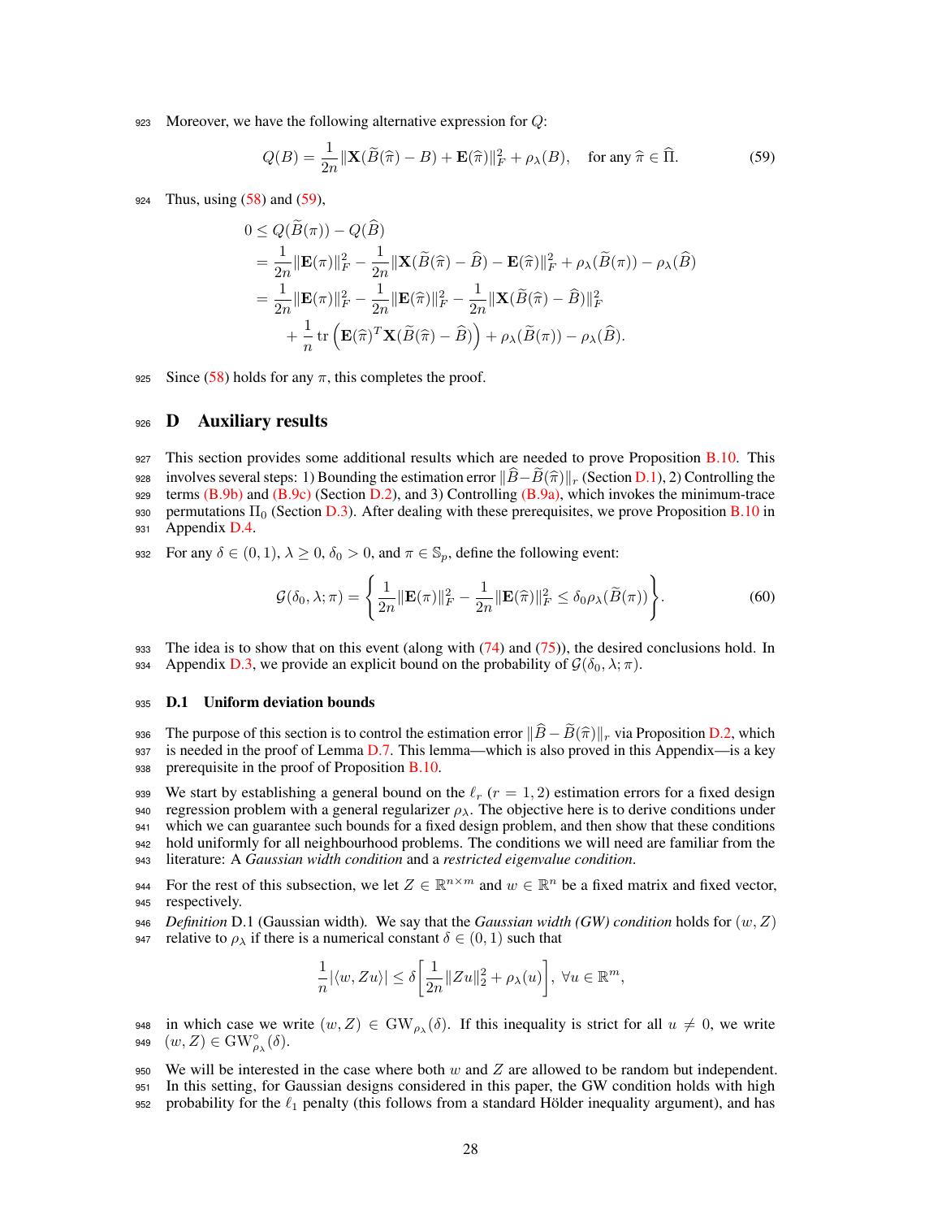Moreover, we have the following alternative expression for $Q$:

$$Q(B) = \frac{1}{2n}\|\mathbf{X}(\widetilde{B}(\widehat{\pi}) - B) + \mathbf{E}(\widehat{\pi})\|_F^2 + \rho_\lambda(B), \quad \text{for any } \widehat{\pi} \in \widehat{\Pi}. \tag{59}$$

Thus, using (58) and (59),

$$\begin{aligned}
0 &\leq Q(\widetilde{B}(\pi)) - Q(\widehat{B}) \\
&= \frac{1}{2n}\|\mathbf{E}(\pi)\|_F^2 - \frac{1}{2n}\|\mathbf{X}(\widetilde{B}(\widehat{\pi}) - \widehat{B}) - \mathbf{E}(\widehat{\pi})\|_F^2 + \rho_\lambda(\widetilde{B}(\pi)) - \rho_\lambda(\widehat{B}) \\
&= \frac{1}{2n}\|\mathbf{E}(\pi)\|_F^2 - \frac{1}{2n}\|\mathbf{E}(\widehat{\pi})\|_F^2 - \frac{1}{2n}\|\mathbf{X}(\widetilde{B}(\widehat{\pi}) - \widehat{B})\|_F^2 \\
&\quad + \frac{1}{n}\operatorname{tr}\left(\mathbf{E}(\widehat{\pi})^T\mathbf{X}(\widetilde{B}(\widehat{\pi}) - \widehat{B})\right) + \rho_\lambda(\widetilde{B}(\pi)) - \rho_\lambda(\widehat{B}).
\end{aligned}$$

Since (58) holds for any $\pi$, this completes the proof.

# D Auxiliary results

This section provides some additional results which are needed to prove Proposition B.10. This involves several steps: 1) Bounding the estimation error $\|\widehat{B} - \widetilde{B}(\widehat{\pi})\|_r$ (Section D.1), 2) Controlling the terms (B.9b) and (B.9c) (Section D.2), and 3) Controlling (B.9a), which invokes the minimum-trace permutations $\Pi_0$ (Section D.3). After dealing with these prerequisites, we prove Proposition B.10 in Appendix D.4.

For any $\delta \in (0,1)$, $\lambda \geq 0$, $\delta_0 > 0$, and $\pi \in \mathbb{S}_p$, define the following event:

$$\mathcal{G}(\delta_0, \lambda; \pi) = \left\{\frac{1}{2n}\|\mathbf{E}(\pi)\|_F^2 - \frac{1}{2n}\|\mathbf{E}(\widehat{\pi})\|_F^2 \leq \delta_0 \rho_\lambda(\widetilde{B}(\pi))\right\}. \tag{60}$$

The idea is to show that on this event (along with (74) and (75)), the desired conclusions hold. In Appendix D.3, we provide an explicit bound on the probability of $\mathcal{G}(\delta_0, \lambda; \pi)$.

## D.1 Uniform deviation bounds

The purpose of this section is to control the estimation error $\|\widehat{B} - \widetilde{B}(\widehat{\pi})\|_r$ via Proposition D.2, which is needed in the proof of Lemma D.7. This lemma—which is also proved in this Appendix—is a key prerequisite in the proof of Proposition B.10.

We start by establishing a general bound on the $\ell_r$ ($r = 1, 2$) estimation errors for a fixed design regression problem with a general regularizer $\rho_\lambda$. The objective here is to derive conditions under which we can guarantee such bounds for a fixed design problem, and then show that these conditions hold uniformly for all neighbourhood problems. The conditions we will need are familiar from the literature: A *Gaussian width condition* and a *restricted eigenvalue condition*.

For the rest of this subsection, we let $Z \in \mathbb{R}^{n \times m}$ and $w \in \mathbb{R}^n$ be a fixed matrix and fixed vector, respectively.

*Definition* D.1 (Gaussian width). We say that the *Gaussian width (GW) condition* holds for $(w, Z)$ relative to $\rho_\lambda$ if there is a numerical constant $\delta \in (0,1)$ such that

$$\frac{1}{n}|\langle w, Zu\rangle| \leq \delta\left[\frac{1}{2n}\|Zu\|_2^2 + \rho_\lambda(u)\right], \ \forall u \in \mathbb{R}^m,$$

in which case we write $(w, Z) \in \mathrm{GW}_{\rho_\lambda}(\delta)$. If this inequality is strict for all $u \neq 0$, we write $(w, Z) \in \mathrm{GW}^\circ_{\rho_\lambda}(\delta)$.

We will be interested in the case where both $w$ and $Z$ are allowed to be random but independent. In this setting, for Gaussian designs considered in this paper, the GW condition holds with high probability for the $\ell_1$ penalty (this follows from a standard Hölder inequality argument), and has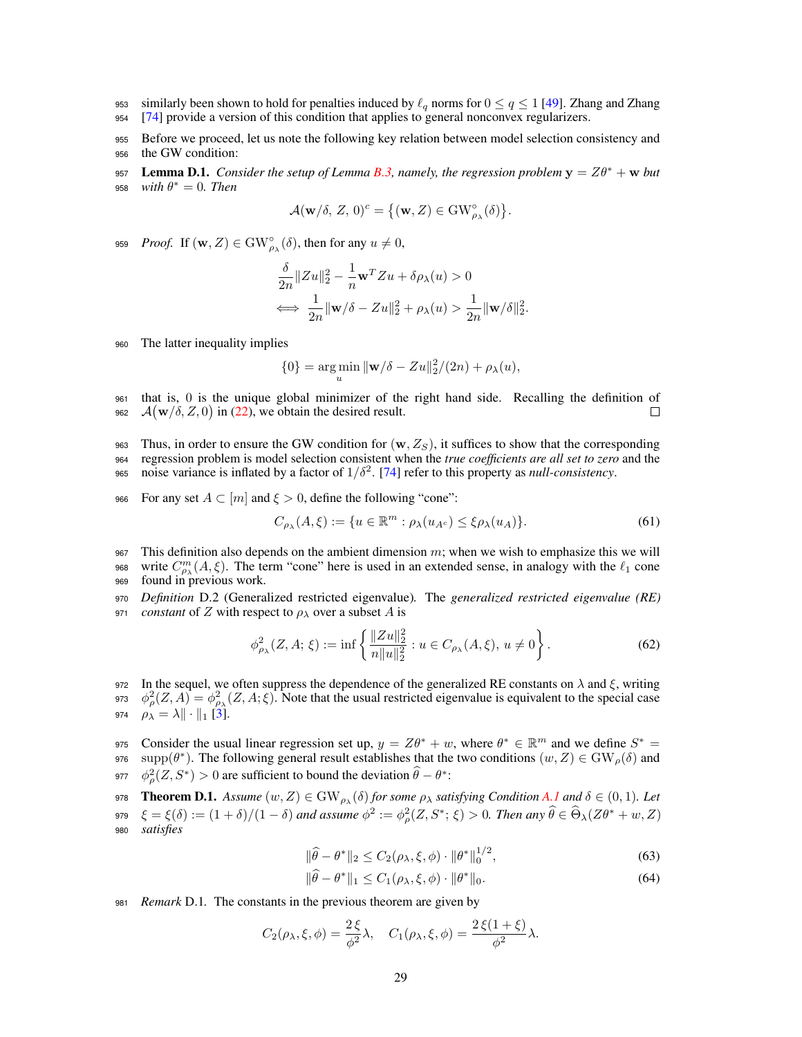similarly been shown to hold for penalties induced by $\ell_q$ norms for $0 \le q \le 1$ [49]. Zhang and Zhang [74] provide a version of this condition that applies to general nonconvex regularizers.

Before we proceed, let us note the following key relation between model selection consistency and the GW condition:

**Lemma D.1.** *Consider the setup of Lemma B.3, namely, the regression problem $\mathbf{y} = Z\theta^* + \mathbf{w}$ but with $\theta^* = 0$. Then*

$$\mathcal{A}(\mathbf{w}/\delta,\, Z,\, 0)^c = \big\{(\mathbf{w}, Z) \in \mathrm{GW}^{\circ}_{\rho_\lambda}(\delta)\big\}.$$

*Proof.* If $(\mathbf{w}, Z) \in \mathrm{GW}^{\circ}_{\rho_\lambda}(\delta)$, then for any $u \neq 0$,

$$\begin{aligned} &\frac{\delta}{2n}\|Zu\|_2^2 - \frac{1}{n}\mathbf{w}^T Zu + \delta\rho_\lambda(u) > 0 \\ \iff\ &\frac{1}{2n}\|\mathbf{w}/\delta - Zu\|_2^2 + \rho_\lambda(u) > \frac{1}{2n}\|\mathbf{w}/\delta\|_2^2. \end{aligned}$$

The latter inequality implies

$$\{0\} = \arg\min_u \|\mathbf{w}/\delta - Zu\|_2^2/(2n) + \rho_\lambda(u),$$

that is, $0$ is the unique global minimizer of the right hand side. Recalling the definition of $\mathcal{A}\big(\mathbf{w}/\delta, Z, 0\big)$ in (22), we obtain the desired result. $\square$

Thus, in order to ensure the GW condition for $(\mathbf{w}, Z_S)$, it suffices to show that the corresponding regression problem is model selection consistent when the *true coefficients are all set to zero* and the noise variance is inflated by a factor of $1/\delta^2$. [74] refer to this property as *null-consistency*.

For any set $A \subset [m]$ and $\xi > 0$, define the following "cone":

$$C_{\rho_\lambda}(A, \xi) := \{u \in \mathbb{R}^m : \rho_\lambda(u_{A^c}) \le \xi\rho_\lambda(u_A)\}. \tag{61}$$

This definition also depends on the ambient dimension $m$; when we wish to emphasize this we will write $C^m_{\rho_\lambda}(A, \xi)$. The term "cone" here is used in an extended sense, in analogy with the $\ell_1$ cone found in previous work.

*Definition* D.2 (Generalized restricted eigenvalue)*.* *The generalized restricted eigenvalue (RE) constant* of $Z$ with respect to $\rho_\lambda$ over a subset $A$ is

$$\phi^2_{\rho_\lambda}(Z, A;\, \xi) := \inf\left\{\frac{\|Zu\|_2^2}{n\|u\|_2^2} : u \in C_{\rho_\lambda}(A, \xi),\ u \neq 0\right\}. \tag{62}$$

In the sequel, we often suppress the dependence of the generalized RE constants on $\lambda$ and $\xi$, writing $\phi^2_\rho(Z, A) = \phi^2_{\rho_\lambda}(Z, A; \xi)$. Note that the usual restricted eigenvalue is equivalent to the special case $\rho_\lambda = \lambda\|\cdot\|_1$ [3].

Consider the usual linear regression set up, $y = Z\theta^* + w$, where $\theta^* \in \mathbb{R}^m$ and we define $S^* = \mathrm{supp}(\theta^*)$. The following general result establishes that the two conditions $(w, Z) \in \mathrm{GW}_\rho(\delta)$ and $\phi^2_\rho(Z, S^*) > 0$ are sufficient to bound the deviation $\widehat{\theta} - \theta^*$:

**Theorem D.1.** *Assume $(w, Z) \in \mathrm{GW}_{\rho_\lambda}(\delta)$ for some $\rho_\lambda$ satisfying Condition A.1 and $\delta \in (0, 1)$. Let $\xi = \xi(\delta) := (1+\delta)/(1-\delta)$ and assume $\phi^2 := \phi^2_\rho(Z, S^*; \xi) > 0$. Then any $\widehat{\theta} \in \widehat{\Theta}_\lambda(Z\theta^* + w, Z)$ satisfies*

$$\|\widehat{\theta} - \theta^*\|_2 \le C_2(\rho_\lambda, \xi, \phi) \cdot \|\theta^*\|_0^{1/2}, \tag{63}$$

$$\|\widehat{\theta} - \theta^*\|_1 \le C_1(\rho_\lambda, \xi, \phi) \cdot \|\theta^*\|_0. \tag{64}$$

*Remark* D.1. The constants in the previous theorem are given by

$$C_2(\rho_\lambda, \xi, \phi) = \frac{2\,\xi}{\phi^2}\lambda, \quad C_1(\rho_\lambda, \xi, \phi) = \frac{2\,\xi(1+\xi)}{\phi^2}\lambda.$$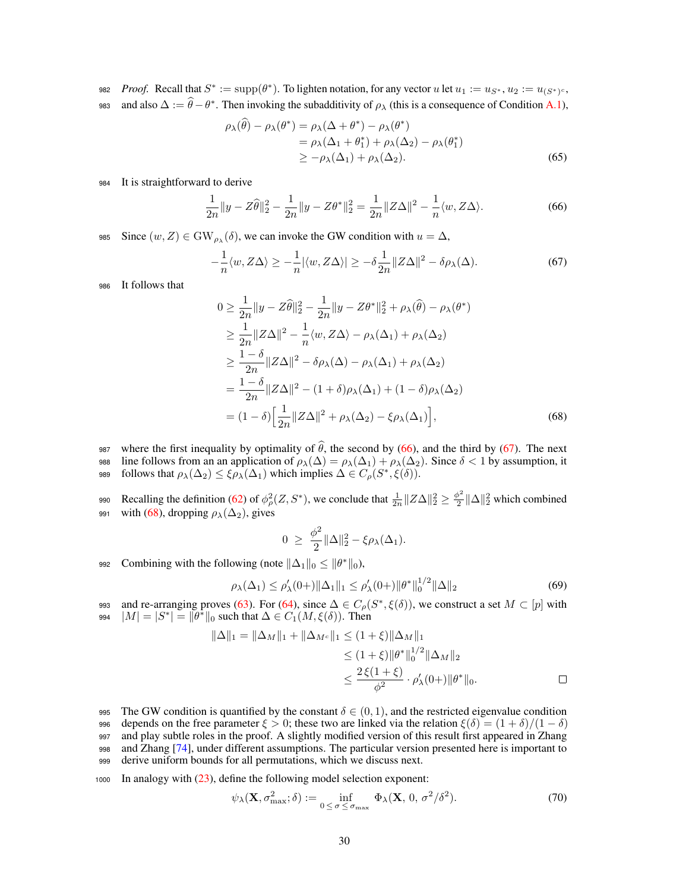*Proof.* Recall that $S^* := \mathrm{supp}(\theta^*)$. To lighten notation, for any vector $u$ let $u_1 := u_{S^*}$, $u_2 := u_{(S^*)^c}$, and also $\Delta := \widehat{\theta} - \theta^*$. Then invoking the subadditivity of $\rho_\lambda$ (this is a consequence of Condition A.1),

$$
\begin{aligned}
\rho_\lambda(\widehat{\theta}) - \rho_\lambda(\theta^*) &= \rho_\lambda(\Delta + \theta^*) - \rho_\lambda(\theta^*) \\
&= \rho_\lambda(\Delta_1 + \theta_1^*) + \rho_\lambda(\Delta_2) - \rho_\lambda(\theta_1^*) \\
&\geq -\rho_\lambda(\Delta_1) + \rho_\lambda(\Delta_2).
\end{aligned} \tag{65}
$$

It is straightforward to derive

$$
\frac{1}{2n}\|y - Z\widehat{\theta}\|_2^2 - \frac{1}{2n}\|y - Z\theta^*\|_2^2 = \frac{1}{2n}\|Z\Delta\|^2 - \frac{1}{n}\langle w, Z\Delta\rangle. \tag{66}
$$

Since $(w, Z) \in \mathrm{GW}_{\rho_\lambda}(\delta)$, we can invoke the GW condition with $u = \Delta$,

$$
-\frac{1}{n}\langle w, Z\Delta\rangle \geq -\frac{1}{n}|\langle w, Z\Delta\rangle| \geq -\delta\frac{1}{2n}\|Z\Delta\|^2 - \delta\rho_\lambda(\Delta). \tag{67}
$$

It follows that

$$
\begin{aligned}
0 &\geq \frac{1}{2n}\|y - Z\widehat{\theta}\|_2^2 - \frac{1}{2n}\|y - Z\theta^*\|_2^2 + \rho_\lambda(\widehat{\theta}) - \rho_\lambda(\theta^*) \\
&\geq \frac{1}{2n}\|Z\Delta\|^2 - \frac{1}{n}\langle w, Z\Delta\rangle - \rho_\lambda(\Delta_1) + \rho_\lambda(\Delta_2) \\
&\geq \frac{1-\delta}{2n}\|Z\Delta\|^2 - \delta\rho_\lambda(\Delta) - \rho_\lambda(\Delta_1) + \rho_\lambda(\Delta_2) \\
&= \frac{1-\delta}{2n}\|Z\Delta\|^2 - (1+\delta)\rho_\lambda(\Delta_1) + (1-\delta)\rho_\lambda(\Delta_2) \\
&= (1-\delta)\Big[\frac{1}{2n}\|Z\Delta\|^2 + \rho_\lambda(\Delta_2) - \xi\rho_\lambda(\Delta_1)\Big],
\end{aligned} \tag{68}
$$

where the first inequality by optimality of $\widehat{\theta}$, the second by (66), and the third by (67). The next line follows from an an application of $\rho_\lambda(\Delta) = \rho_\lambda(\Delta_1) + \rho_\lambda(\Delta_2)$. Since $\delta < 1$ by assumption, it follows that $\rho_\lambda(\Delta_2) \leq \xi\rho_\lambda(\Delta_1)$ which implies $\Delta \in C_\rho(S^*, \xi(\delta))$.

Recalling the definition (62) of $\phi_\rho^2(Z, S^*)$, we conclude that $\frac{1}{2n}\|Z\Delta\|_2^2 \geq \frac{\phi^2}{2}\|\Delta\|_2^2$ which combined with (68), dropping $\rho_\lambda(\Delta_2)$, gives

$$
0 \;\geq\; \frac{\phi^2}{2}\|\Delta\|_2^2 - \xi\rho_\lambda(\Delta_1).
$$

Combining with the following (note $\|\Delta_1\|_0 \leq \|\theta^*\|_0$),

$$
\rho_\lambda(\Delta_1) \leq \rho_\lambda'(0+)\|\Delta_1\|_1 \leq \rho_\lambda'(0+)\|\theta^*\|_0^{1/2}\|\Delta\|_2 \tag{69}
$$

and re-arranging proves (63). For (64), since $\Delta \in C_\rho(S^*, \xi(\delta))$, we construct a set $M \subset [p]$ with $|M| = |S^*| = \|\theta^*\|_0$ such that $\Delta \in C_1(M, \xi(\delta))$. Then

$$
\begin{aligned}
\|\Delta\|_1 = \|\Delta_M\|_1 + \|\Delta_{M^c}\|_1 &\leq (1+\xi)\|\Delta_M\|_1 \\
&\leq (1+\xi)\|\theta^*\|_0^{1/2}\|\Delta_M\|_2 \\
&\leq \frac{2\,\xi(1+\xi)}{\phi^2}\cdot\rho_\lambda'(0+)\|\theta^*\|_0.
\end{aligned}
$$

□

The GW condition is quantified by the constant $\delta \in (0,1)$, and the restricted eigenvalue condition depends on the free parameter $\xi > 0$; these two are linked via the relation $\xi(\delta) = (1+\delta)/(1-\delta)$ and play subtle roles in the proof. A slightly modified version of this result first appeared in Zhang and Zhang [74], under different assumptions. The particular version presented here is important to derive uniform bounds for all permutations, which we discuss next.

In analogy with (23), define the following model selection exponent:

$$
\psi_\lambda(\mathbf{X}, \sigma_{\max}^2; \delta) := \inf_{0 \leq \sigma \leq \sigma_{\max}} \Phi_\lambda(\mathbf{X},\, 0,\, \sigma^2/\delta^2). \tag{70}
$$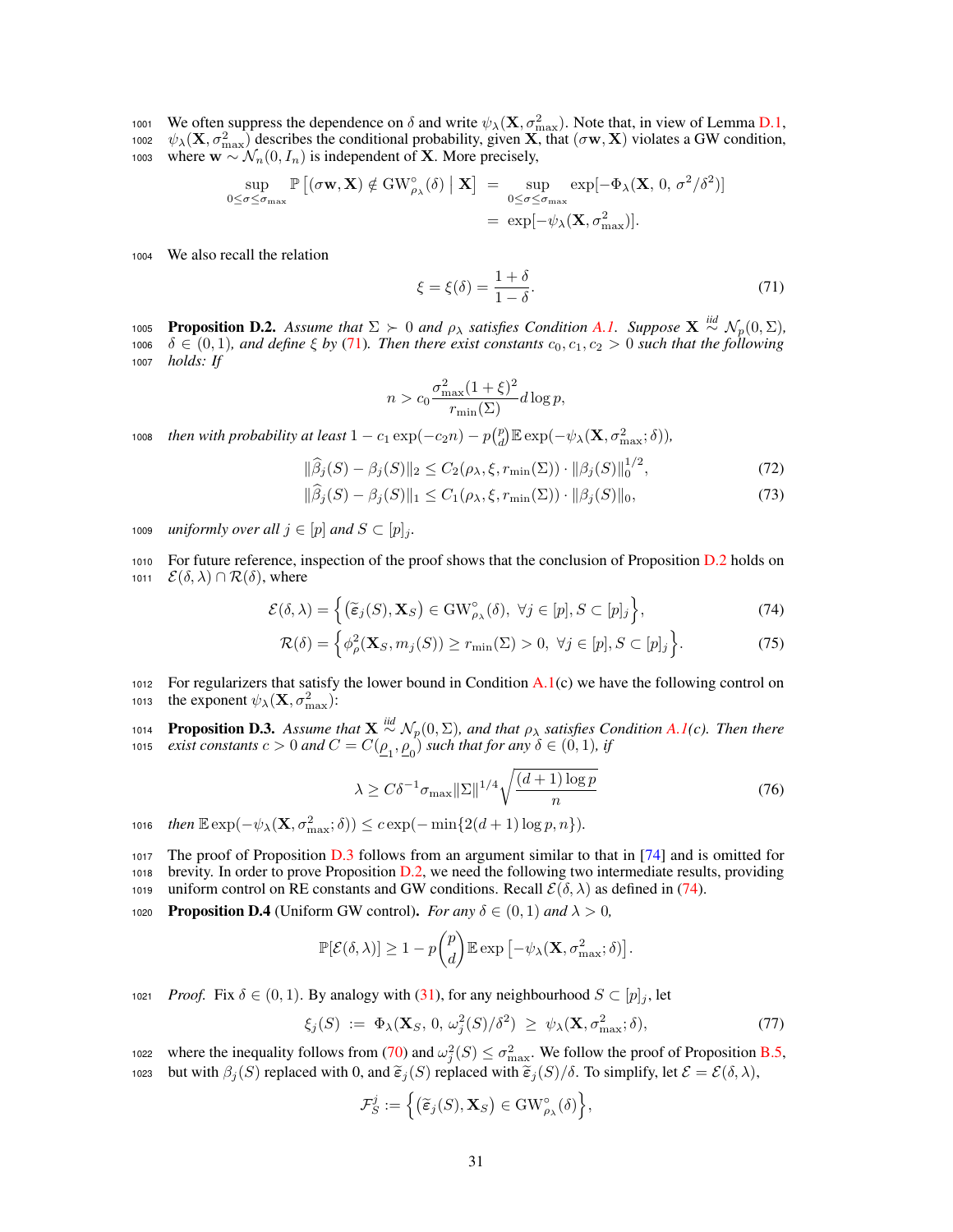We often suppress the dependence on $\delta$ and write $\psi_\lambda(\mathbf{X}, \sigma^2_{\max})$. Note that, in view of Lemma D.1, $\psi_\lambda(\mathbf{X}, \sigma^2_{\max})$ describes the conditional probability, given $\mathbf{X}$, that $(\sigma\mathbf{w}, \mathbf{X})$ violates a GW condition, where $\mathbf{w} \sim \mathcal{N}_n(0, I_n)$ is independent of $\mathbf{X}$. More precisely,

$$\begin{aligned}\sup_{0\le\sigma\le\sigma_{\max}} \mathbb{P}\left[(\sigma\mathbf{w}, \mathbf{X}) \notin \mathrm{GW}^\circ_{\rho_\lambda}(\delta) \mid \mathbf{X}\right] &= \sup_{0\le\sigma\le\sigma_{\max}} \exp[-\Phi_\lambda(\mathbf{X}, 0, \sigma^2/\delta^2)] \\ &= \exp[-\psi_\lambda(\mathbf{X}, \sigma^2_{\max})].\end{aligned}$$

We also recall the relation

$$\xi = \xi(\delta) = \frac{1+\delta}{1-\delta}. \tag{71}$$

**Proposition D.2.** *Assume that $\Sigma \succ 0$ and $\rho_\lambda$ satisfies Condition A.1. Suppose $\mathbf{X} \overset{iid}{\sim} \mathcal{N}_p(0, \Sigma)$, $\delta \in (0,1)$, and define $\xi$ by (71). Then there exist constants $c_0, c_1, c_2 > 0$ such that the following holds: If*

$$n > c_0 \frac{\sigma^2_{\max}(1+\xi)^2}{r_{\min}(\Sigma)} d \log p,$$

*then with probability at least $1 - c_1 \exp(-c_2 n) - p\binom{p}{d}\mathbb{E}\exp(-\psi_\lambda(\mathbf{X}, \sigma^2_{\max}; \delta))$,*

$$\|\widehat{\beta}_j(S) - \beta_j(S)\|_2 \le C_2(\rho_\lambda, \xi, r_{\min}(\Sigma)) \cdot \|\beta_j(S)\|_0^{1/2}, \tag{72}$$

$$\|\widehat{\beta}_j(S) - \beta_j(S)\|_1 \le C_1(\rho_\lambda, \xi, r_{\min}(\Sigma)) \cdot \|\beta_j(S)\|_0, \tag{73}$$

*uniformly over all $j \in [p]$ and $S \subset [p]_j$.*

For future reference, inspection of the proof shows that the conclusion of Proposition D.2 holds on $\mathcal{E}(\delta, \lambda) \cap \mathcal{R}(\delta)$, where

$$\mathcal{E}(\delta, \lambda) = \left\{ \left(\widetilde{\varepsilon}_j(S), \mathbf{X}_S\right) \in \mathrm{GW}^\circ_{\rho_\lambda}(\delta),\ \forall j \in [p], S \subset [p]_j \right\}, \tag{74}$$

$$\mathcal{R}(\delta) = \left\{ \phi^2_\rho(\mathbf{X}_S, m_j(S)) \ge r_{\min}(\Sigma) > 0,\ \forall j \in [p], S \subset [p]_j \right\}. \tag{75}$$

For regularizers that satisfy the lower bound in Condition A.1(c) we have the following control on the exponent $\psi_\lambda(\mathbf{X}, \sigma^2_{\max})$:

**Proposition D.3.** *Assume that $\mathbf{X} \overset{iid}{\sim} \mathcal{N}_p(0, \Sigma)$, and that $\rho_\lambda$ satisfies Condition A.1(c). Then there exist constants $c > 0$ and $C = C(\underline{\rho}_1, \underline{\rho}_0)$ such that for any $\delta \in (0,1)$, if*

$$\lambda \ge C\delta^{-1}\sigma_{\max}\|\Sigma\|^{1/4}\sqrt{\frac{(d+1)\log p}{n}} \tag{76}$$

*then $\mathbb{E}\exp(-\psi_\lambda(\mathbf{X}, \sigma^2_{\max}; \delta)) \le c\exp(-\min\{2(d+1)\log p, n\})$.*

The proof of Proposition D.3 follows from an argument similar to that in [74] and is omitted for brevity. In order to prove Proposition D.2, we need the following two intermediate results, providing uniform control on RE constants and GW conditions. Recall $\mathcal{E}(\delta, \lambda)$ as defined in (74).

**Proposition D.4** (Uniform GW control)**.** *For any $\delta \in (0,1)$ and $\lambda > 0$,*

$$\mathbb{P}[\mathcal{E}(\delta, \lambda)] \ge 1 - p\binom{p}{d}\mathbb{E}\exp\left[-\psi_\lambda(\mathbf{X}, \sigma^2_{\max}; \delta)\right].$$

*Proof.* Fix $\delta \in (0,1)$. By analogy with (31), for any neighbourhood $S \subset [p]_j$, let

$$\xi_j(S) \ :=\ \Phi_\lambda(\mathbf{X}_S,\ 0,\ \omega^2_j(S)/\delta^2)\ \ge\ \psi_\lambda(\mathbf{X}, \sigma^2_{\max}; \delta), \tag{77}$$

where the inequality follows from (70) and $\omega^2_j(S) \le \sigma^2_{\max}$. We follow the proof of Proposition B.5, but with $\beta_j(S)$ replaced with 0, and $\widetilde{\varepsilon}_j(S)$ replaced with $\widetilde{\varepsilon}_j(S)/\delta$. To simplify, let $\mathcal{E} = \mathcal{E}(\delta, \lambda)$,

$$\mathcal{F}^j_S := \left\{ \left(\widetilde{\varepsilon}_j(S), \mathbf{X}_S\right) \in \mathrm{GW}^\circ_{\rho_\lambda}(\delta) \right\},$$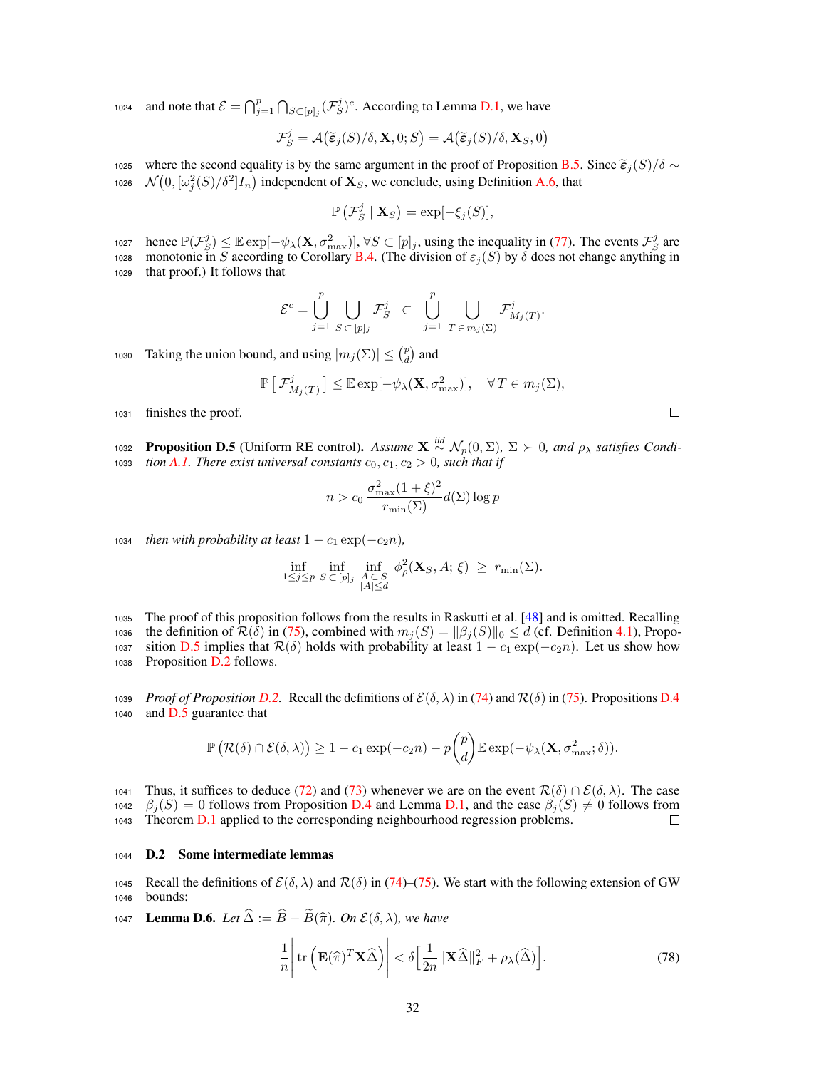and note that $\mathcal{E} = \bigcap_{j=1}^{p} \bigcap_{S \subset [p]_j} (\mathcal{F}_S^j)^c$. According to Lemma D.1, we have

$$\mathcal{F}_S^j = \mathcal{A}\big(\widetilde{\varepsilon}_j(S)/\delta, \mathbf{X}, 0; S\big) = \mathcal{A}\big(\widetilde{\varepsilon}_j(S)/\delta, \mathbf{X}_S, 0\big)$$

where the second equality is by the same argument in the proof of Proposition B.5. Since $\widetilde{\varepsilon}_j(S)/\delta \sim \mathcal{N}\big(0, [\omega_j^2(S)/\delta^2] I_n\big)$ independent of $\mathbf{X}_S$, we conclude, using Definition A.6, that

$$\mathbb{P}\left(\mathcal{F}_S^j \mid \mathbf{X}_S\right) = \exp[-\xi_j(S)],$$

hence $\mathbb{P}(\mathcal{F}_S^j) \le \mathbb{E} \exp[-\psi_\lambda(\mathbf{X}, \sigma_{\max}^2)], \forall S \subset [p]_j$, using the inequality in (77). The events $\mathcal{F}_S^j$ are monotonic in $S$ according to Corollary B.4. (The division of $\varepsilon_j(S)$ by $\delta$ does not change anything in that proof.) It follows that

$$\mathcal{E}^c = \bigcup_{j=1}^{p} \bigcup_{S \subset [p]_j} \mathcal{F}_S^j \;\subset\; \bigcup_{j=1}^{p} \bigcup_{T \in m_j(\Sigma)} \mathcal{F}_{M_j(T)}^j.$$

Taking the union bound, and using $|m_j(\Sigma)| \le \binom{p}{d}$ and

$$\mathbb{P}\left[\,\mathcal{F}_{M_j(T)}^j\,\right] \le \mathbb{E}\exp[-\psi_\lambda(\mathbf{X}, \sigma_{\max}^2)], \quad \forall T \in m_j(\Sigma),$$

finishes the proof. □

**Proposition D.5** (Uniform RE control). *Assume $\mathbf{X} \overset{iid}{\sim} \mathcal{N}_p(0, \Sigma)$, $\Sigma \succ 0$, and $\rho_\lambda$ satisfies Condition A.1. There exist universal constants $c_0, c_1, c_2 > 0$, such that if*

$$n > c_0 \frac{\sigma_{\max}^2 (1+\xi)^2}{r_{\min}(\Sigma)} d(\Sigma) \log p$$

*then with probability at least $1 - c_1 \exp(-c_2 n)$,*

$$\inf_{1 \le j \le p} \; \inf_{S \subset [p]_j} \; \inf_{\substack{A \subset S \\ |A| \le d}} \phi_\rho^2(\mathbf{X}_S, A; \xi) \;\ge\; r_{\min}(\Sigma).$$

The proof of this proposition follows from the results in Raskutti et al. [48] and is omitted. Recalling the definition of $\mathcal{R}(\delta)$ in (75), combined with $m_j(S) = \|\beta_j(S)\|_0 \le d$ (cf. Definition 4.1), Proposition D.5 implies that $\mathcal{R}(\delta)$ holds with probability at least $1 - c_1 \exp(-c_2 n)$. Let us show how Proposition D.2 follows.

*Proof of Proposition D.2.* Recall the definitions of $\mathcal{E}(\delta, \lambda)$ in (74) and $\mathcal{R}(\delta)$ in (75). Propositions D.4 and D.5 guarantee that

$$\mathbb{P}\left(\mathcal{R}(\delta) \cap \mathcal{E}(\delta, \lambda)\right) \ge 1 - c_1 \exp(-c_2 n) - p\binom{p}{d} \mathbb{E}\exp(-\psi_\lambda(\mathbf{X}, \sigma_{\max}^2; \delta)).$$

Thus, it suffices to deduce (72) and (73) whenever we are on the event $\mathcal{R}(\delta) \cap \mathcal{E}(\delta, \lambda)$. The case $\beta_j(S) = 0$ follows from Proposition D.4 and Lemma D.1, and the case $\beta_j(S) \ne 0$ follows from Theorem D.1 applied to the corresponding neighbourhood regression problems. □

### D.2 Some intermediate lemmas

Recall the definitions of $\mathcal{E}(\delta, \lambda)$ and $\mathcal{R}(\delta)$ in (74)–(75). We start with the following extension of GW bounds:

**Lemma D.6.** *Let $\widehat{\Delta} := \widehat{B} - \widetilde{B}(\widehat{\pi})$. On $\mathcal{E}(\delta, \lambda)$, we have*

$$\frac{1}{n}\left| \operatorname{tr}\left(\mathbf{E}(\widehat{\pi})^T \mathbf{X} \widehat{\Delta}\right) \right| < \delta\Big[\frac{1}{2n}\|\mathbf{X}\widehat{\Delta}\|_F^2 + \rho_\lambda(\widehat{\Delta})\Big]. \tag{78}$$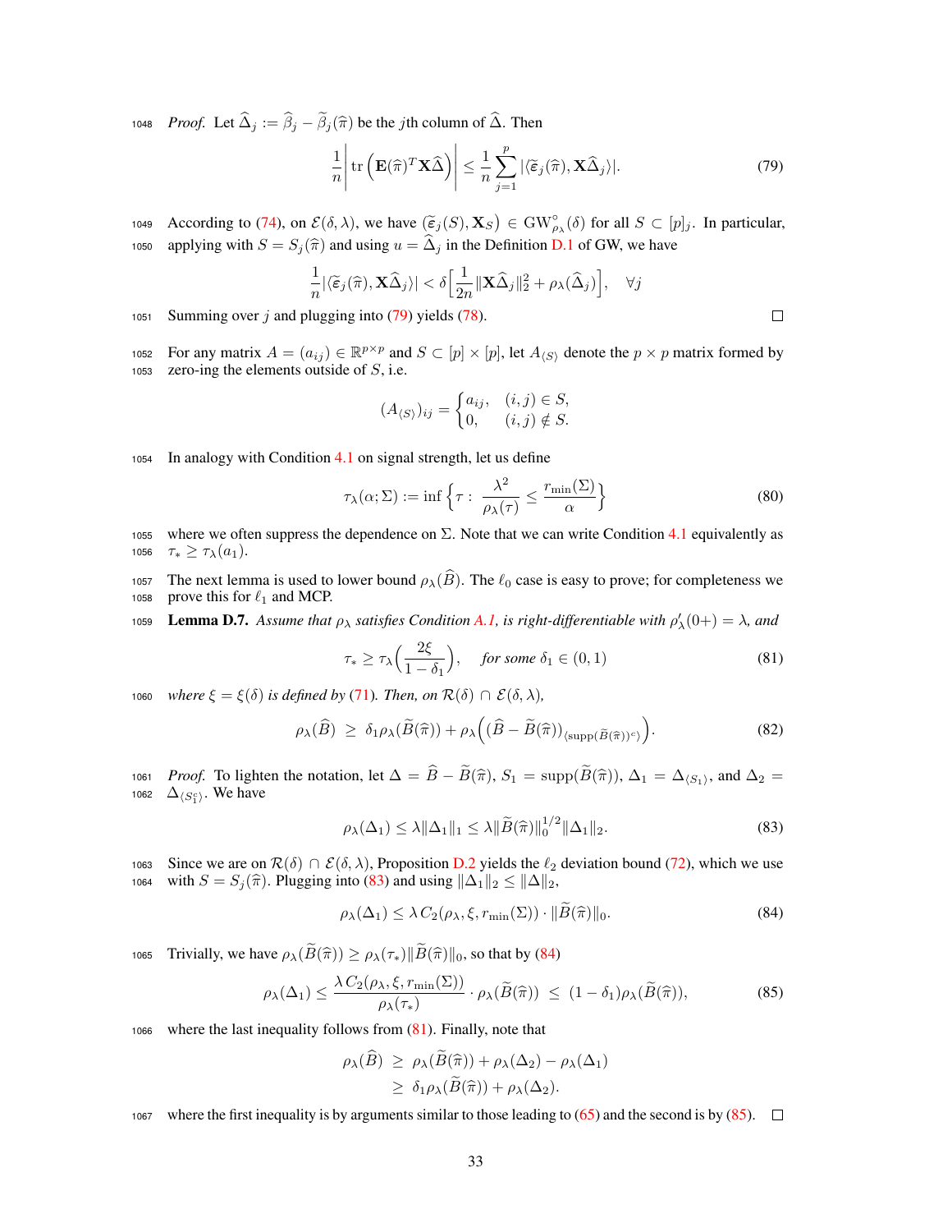*Proof.* Let $\widehat{\Delta}_j := \widehat{\beta}_j - \widetilde{\beta}_j(\widehat{\pi})$ be the $j$th column of $\widehat{\Delta}$. Then

$$\frac{1}{n}\left|\operatorname{tr}\left(\mathbf{E}(\widehat{\pi})^T \mathbf{X}\widehat{\Delta}\right)\right| \leq \frac{1}{n}\sum_{j=1}^{p} |\langle \widetilde{\varepsilon}_j(\widehat{\pi}), \mathbf{X}\widehat{\Delta}_j\rangle|. \tag{79}$$

According to (74), on $\mathcal{E}(\delta,\lambda)$, we have $\left(\widetilde{\varepsilon}_j(S), \mathbf{X}_S\right) \in \mathrm{GW}^{\circ}_{\rho_\lambda}(\delta)$ for all $S \subset [p]_j$. In particular, applying with $S = S_j(\widehat{\pi})$ and using $u = \widehat{\Delta}_j$ in the Definition D.1 of GW, we have

$$\frac{1}{n}|\langle \widetilde{\varepsilon}_j(\widehat{\pi}), \mathbf{X}\widehat{\Delta}_j\rangle| < \delta\Big[\frac{1}{2n}\|\mathbf{X}\widehat{\Delta}_j\|_2^2 + \rho_\lambda(\widehat{\Delta}_j)\Big], \quad \forall j$$

Summing over $j$ and plugging into (79) yields (78). $\square$

For any matrix $A = (a_{ij}) \in \mathbb{R}^{p\times p}$ and $S \subset [p]\times[p]$, let $A_{\langle S\rangle}$ denote the $p\times p$ matrix formed by zero-ing the elements outside of $S$, i.e.

$$(A_{\langle S\rangle})_{ij} = \begin{cases} a_{ij}, & (i,j) \in S, \\ 0, & (i,j)\notin S. \end{cases}$$

In analogy with Condition 4.1 on signal strength, let us define

$$\tau_\lambda(\alpha;\Sigma) := \inf\Big\{\tau : \ \frac{\lambda^2}{\rho_\lambda(\tau)} \leq \frac{r_{\min}(\Sigma)}{\alpha}\Big\} \tag{80}$$

where we often suppress the dependence on $\Sigma$. Note that we can write Condition 4.1 equivalently as $\tau_* \geq \tau_\lambda(a_1)$.

The next lemma is used to lower bound $\rho_\lambda(\widehat{B})$. The $\ell_0$ case is easy to prove; for completeness we prove this for $\ell_1$ and MCP.

**Lemma D.7.** *Assume that $\rho_\lambda$ satisfies Condition A.1, is right-differentiable with $\rho'_\lambda(0+) = \lambda$, and*

$$\tau_* \geq \tau_\lambda\Big(\frac{2\xi}{1-\delta_1}\Big), \quad \text{for some } \delta_1 \in (0,1) \tag{81}$$

*where $\xi = \xi(\delta)$ is defined by (71). Then, on $\mathcal{R}(\delta)\cap\mathcal{E}(\delta,\lambda)$,*

$$\rho_\lambda(\widehat{B}) \ \geq \ \delta_1\rho_\lambda(\widetilde{B}(\widehat{\pi})) + \rho_\lambda\Big((\widehat{B}-\widetilde{B}(\widehat{\pi}))_{\langle \mathrm{supp}(\widetilde{B}(\widehat{\pi}))^c\rangle}\Big). \tag{82}$$

*Proof.* To lighten the notation, let $\Delta = \widehat{B} - \widetilde{B}(\widehat{\pi})$, $S_1 = \mathrm{supp}(\widetilde{B}(\widehat{\pi}))$, $\Delta_1 = \Delta_{\langle S_1\rangle}$, and $\Delta_2 = \Delta_{\langle S_1^c\rangle}$. We have

$$\rho_\lambda(\Delta_1) \leq \lambda\|\Delta_1\|_1 \leq \lambda\|\widetilde{B}(\widehat{\pi})\|_0^{1/2}\|\Delta_1\|_2. \tag{83}$$

Since we are on $\mathcal{R}(\delta)\cap\mathcal{E}(\delta,\lambda)$, Proposition D.2 yields the $\ell_2$ deviation bound (72), which we use with $S = S_j(\widehat{\pi})$. Plugging into (83) and using $\|\Delta_1\|_2 \leq \|\Delta\|_2$,

$$\rho_\lambda(\Delta_1) \leq \lambda\, C_2(\rho_\lambda, \xi, r_{\min}(\Sigma)) \cdot \|\widetilde{B}(\widehat{\pi})\|_0. \tag{84}$$

Trivially, we have $\rho_\lambda(\widetilde{B}(\widehat{\pi})) \geq \rho_\lambda(\tau_*)\|\widetilde{B}(\widehat{\pi})\|_0$, so that by (84)

$$\rho_\lambda(\Delta_1) \leq \frac{\lambda\, C_2(\rho_\lambda, \xi, r_{\min}(\Sigma))}{\rho_\lambda(\tau_*)}\cdot\rho_\lambda(\widetilde{B}(\widehat{\pi})) \ \leq \ (1-\delta_1)\rho_\lambda(\widetilde{B}(\widehat{\pi})), \tag{85}$$

where the last inequality follows from (81). Finally, note that

$$\begin{aligned}\rho_\lambda(\widehat{B}) \ &\geq \ \rho_\lambda(\widetilde{B}(\widehat{\pi})) + \rho_\lambda(\Delta_2) - \rho_\lambda(\Delta_1) \\ &\geq \ \delta_1\rho_\lambda(\widetilde{B}(\widehat{\pi})) + \rho_\lambda(\Delta_2).\end{aligned}$$

where the first inequality is by arguments similar to those leading to (65) and the second is by (85). $\square$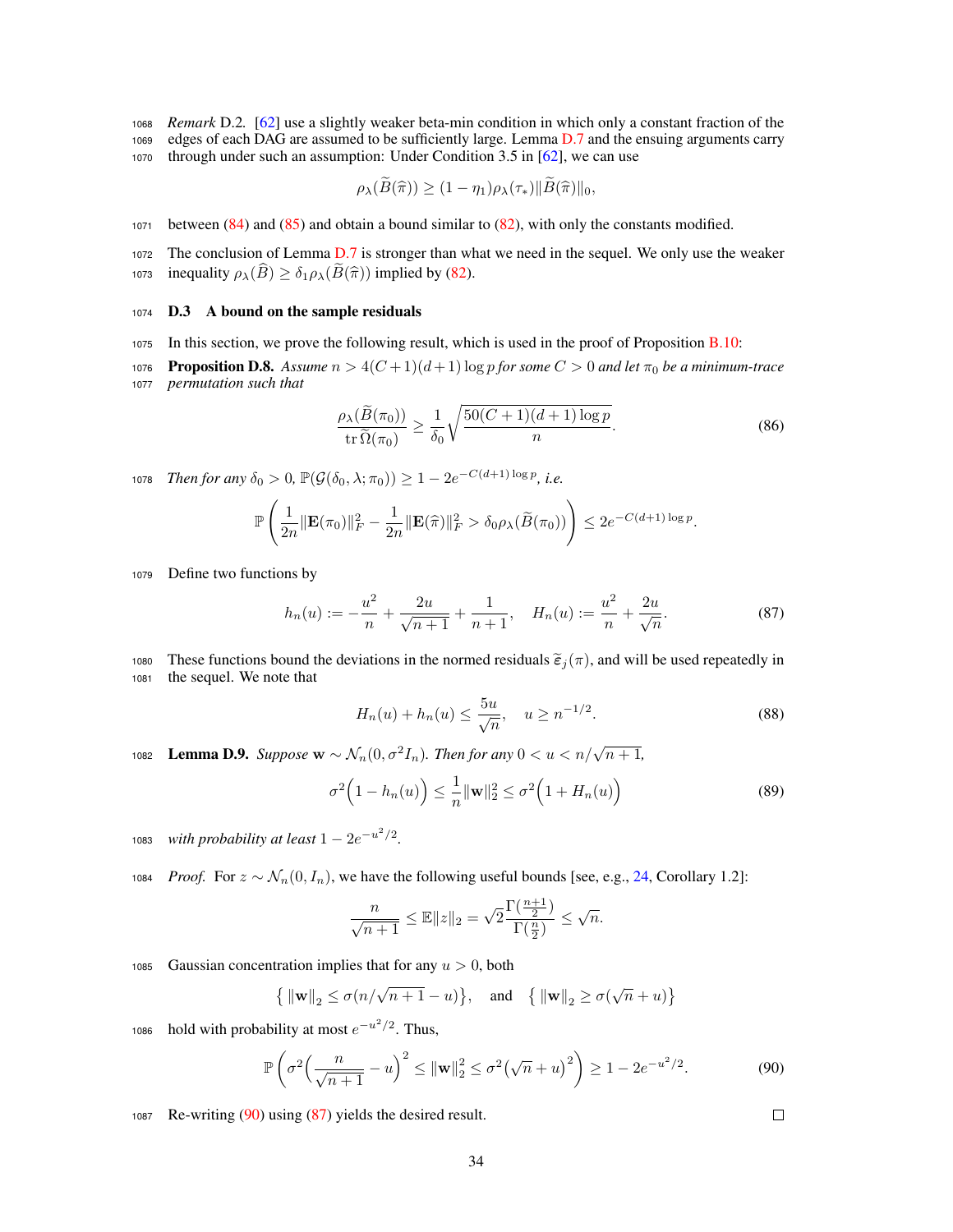*Remark* D.2. [62] use a slightly weaker beta-min condition in which only a constant fraction of the edges of each DAG are assumed to be sufficiently large. Lemma D.7 and the ensuing arguments carry through under such an assumption: Under Condition 3.5 in [62], we can use

$$\rho_\lambda(\widetilde{B}(\widehat{\pi})) \geq (1-\eta_1)\rho_\lambda(\tau_*)\|\widetilde{B}(\widehat{\pi})\|_0,$$

between (84) and (85) and obtain a bound similar to (82), with only the constants modified.

The conclusion of Lemma D.7 is stronger than what we need in the sequel. We only use the weaker inequality $\rho_\lambda(\widehat{B}) \geq \delta_1\rho_\lambda(\widetilde{B}(\widehat{\pi}))$ implied by (82).

### D.3 A bound on the sample residuals

In this section, we prove the following result, which is used in the proof of Proposition B.10:

**Proposition D.8.** *Assume $n > 4(C+1)(d+1)\log p$ for some $C > 0$ and let $\pi_0$ be a minimum-trace permutation such that*

$$\frac{\rho_\lambda(\widetilde{B}(\pi_0))}{\operatorname{tr}\widetilde{\Omega}(\pi_0)} \geq \frac{1}{\delta_0}\sqrt{\frac{50(C+1)(d+1)\log p}{n}}. \tag{86}$$

*Then for any $\delta_0 > 0$, $\mathbb{P}(\mathcal{G}(\delta_0, \lambda; \pi_0)) \geq 1 - 2e^{-C(d+1)\log p}$, i.e.*

$$\mathbb{P}\left(\frac{1}{2n}\|\mathbf{E}(\pi_0)\|_F^2 - \frac{1}{2n}\|\mathbf{E}(\widehat{\pi})\|_F^2 > \delta_0\rho_\lambda(\widetilde{B}(\pi_0))\right) \leq 2e^{-C(d+1)\log p}.$$

Define two functions by

$$h_n(u) := -\frac{u^2}{n} + \frac{2u}{\sqrt{n+1}} + \frac{1}{n+1}, \quad H_n(u) := \frac{u^2}{n} + \frac{2u}{\sqrt{n}}. \tag{87}$$

These functions bound the deviations in the normed residuals $\widetilde{\varepsilon}_j(\pi)$, and will be used repeatedly in the sequel. We note that

$$H_n(u) + h_n(u) \leq \frac{5u}{\sqrt{n}}, \quad u \geq n^{-1/2}. \tag{88}$$

**Lemma D.9.** *Suppose $\mathbf{w} \sim \mathcal{N}_n(0, \sigma^2 I_n)$. Then for any $0 < u < n/\sqrt{n+1}$,*

$$\sigma^2\Big(1 - h_n(u)\Big) \leq \frac{1}{n}\|\mathbf{w}\|_2^2 \leq \sigma^2\Big(1 + H_n(u)\Big) \tag{89}$$

*with probability at least $1 - 2e^{-u^2/2}$.*

*Proof.* For $z \sim \mathcal{N}_n(0, I_n)$, we have the following useful bounds [see, e.g., 24, Corollary 1.2]:

$$\frac{n}{\sqrt{n+1}} \leq \mathbb{E}\|z\|_2 = \sqrt{2}\frac{\Gamma(\frac{n+1}{2})}{\Gamma(\frac{n}{2})} \leq \sqrt{n}.$$

Gaussian concentration implies that for any $u > 0$, both

$$\big\{\,\|\mathbf{w}\|_2 \leq \sigma(n/\sqrt{n+1} - u)\big\}, \quad \text{and} \quad \big\{\,\|\mathbf{w}\|_2 \geq \sigma(\sqrt{n} + u)\big\}$$

hold with probability at most $e^{-u^2/2}$. Thus,

$$\mathbb{P}\left(\sigma^2\Big(\frac{n}{\sqrt{n+1}} - u\Big)^2 \leq \|\mathbf{w}\|_2^2 \leq \sigma^2\big(\sqrt{n} + u\big)^2\right) \geq 1 - 2e^{-u^2/2}. \tag{90}$$

Re-writing (90) using (87) yields the desired result. $\square$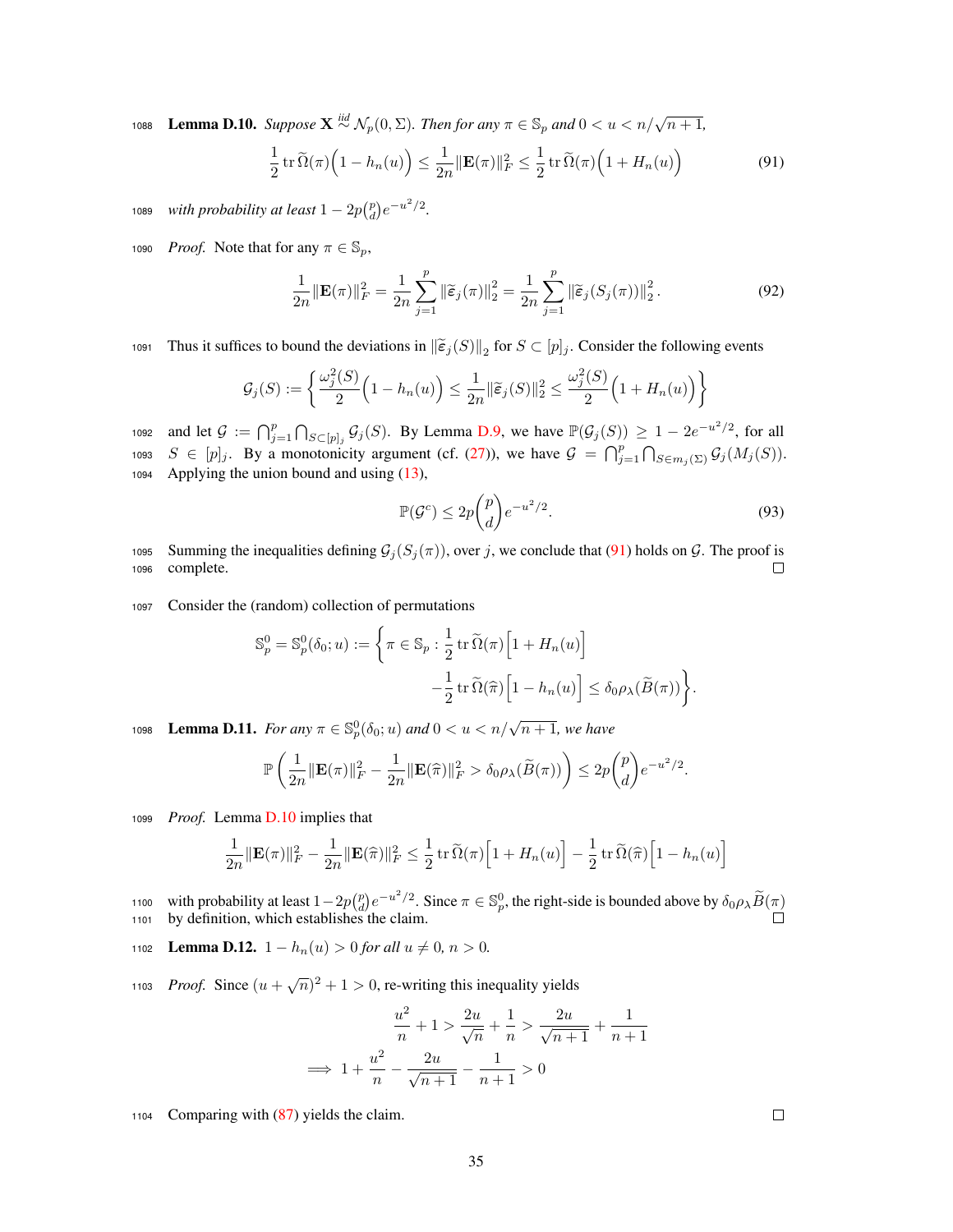**Lemma D.10.** *Suppose $\mathbf{X} \overset{iid}{\sim} \mathcal{N}_p(0, \Sigma)$. Then for any $\pi \in \mathbb{S}_p$ and $0 < u < n/\sqrt{n+1}$,*

$$\frac{1}{2} \operatorname{tr} \widetilde{\Omega}(\pi)\Big(1 - h_n(u)\Big) \leq \frac{1}{2n}\|\mathbf{E}(\pi)\|_F^2 \leq \frac{1}{2} \operatorname{tr} \widetilde{\Omega}(\pi)\Big(1 + H_n(u)\Big) \tag{91}$$

*with probability at least $1 - 2p\binom{p}{d}e^{-u^2/2}$.*

*Proof.* Note that for any $\pi \in \mathbb{S}_p$,

$$\frac{1}{2n}\|\mathbf{E}(\pi)\|_F^2 = \frac{1}{2n}\sum_{j=1}^p \|\widetilde{\varepsilon}_j(\pi)\|_2^2 = \frac{1}{2n}\sum_{j=1}^p \|\widetilde{\varepsilon}_j(S_j(\pi))\|_2^2. \tag{92}$$

Thus it suffices to bound the deviations in $\|\widetilde{\varepsilon}_j(S)\|_2$ for $S \subset [p]_j$. Consider the following events

$$\mathcal{G}_j(S) := \left\{ \frac{\omega_j^2(S)}{2}\Big(1 - h_n(u)\Big) \leq \frac{1}{2n}\|\widetilde{\varepsilon}_j(S)\|_2^2 \leq \frac{\omega_j^2(S)}{2}\Big(1 + H_n(u)\Big) \right\}$$

and let $\mathcal{G} := \bigcap_{j=1}^p \bigcap_{S \subset [p]_j} \mathcal{G}_j(S)$. By Lemma D.9, we have $\mathbb{P}(\mathcal{G}_j(S)) \geq 1 - 2e^{-u^2/2}$, for all $S \in [p]_j$. By a monotonicity argument (cf. (27)), we have $\mathcal{G} = \bigcap_{j=1}^p \bigcap_{S \in m_j(\Sigma)} \mathcal{G}_j(M_j(S))$. Applying the union bound and using (13),

$$\mathbb{P}(\mathcal{G}^c) \leq 2p\binom{p}{d}e^{-u^2/2}. \tag{93}$$

Summing the inequalities defining $\mathcal{G}_j(S_j(\pi))$, over $j$, we conclude that (91) holds on $\mathcal{G}$. The proof is complete. $\square$

Consider the (random) collection of permutations

$$\mathbb{S}_p^0 = \mathbb{S}_p^0(\delta_0; u) := \Big\{ \pi \in \mathbb{S}_p : \frac{1}{2} \operatorname{tr} \widetilde{\Omega}(\pi)\Big[1 + H_n(u)\Big] - \frac{1}{2} \operatorname{tr} \widetilde{\Omega}(\widehat{\pi})\Big[1 - h_n(u)\Big] \leq \delta_0 \rho_\lambda(\widetilde{B}(\pi)) \Big\}.$$

**Lemma D.11.** *For any $\pi \in \mathbb{S}_p^0(\delta_0; u)$ and $0 < u < n/\sqrt{n+1}$, we have*

$$\mathbb{P}\left( \frac{1}{2n}\|\mathbf{E}(\pi)\|_F^2 - \frac{1}{2n}\|\mathbf{E}(\widehat{\pi})\|_F^2 > \delta_0 \rho_\lambda(\widetilde{B}(\pi)) \right) \leq 2p\binom{p}{d}e^{-u^2/2}.$$

*Proof.* Lemma D.10 implies that

$$\frac{1}{2n}\|\mathbf{E}(\pi)\|_F^2 - \frac{1}{2n}\|\mathbf{E}(\widehat{\pi})\|_F^2 \leq \frac{1}{2} \operatorname{tr} \widetilde{\Omega}(\pi)\Big[1 + H_n(u)\Big] - \frac{1}{2} \operatorname{tr} \widetilde{\Omega}(\widehat{\pi})\Big[1 - h_n(u)\Big]$$

with probability at least $1 - 2p\binom{p}{d}e^{-u^2/2}$. Since $\pi \in \mathbb{S}_p^0$, the right-side is bounded above by $\delta_0 \rho_\lambda \widetilde{B}(\pi)$ by definition, which establishes the claim. $\square$

**Lemma D.12.** $1 - h_n(u) > 0$ *for all $u \neq 0$, $n > 0$.*

*Proof.* Since $(u + \sqrt{n})^2 + 1 > 0$, re-writing this inequality yields

$$\frac{u^2}{n} + 1 > \frac{2u}{\sqrt{n}} + \frac{1}{n} > \frac{2u}{\sqrt{n+1}} + \frac{1}{n+1}$$

$$\implies 1 + \frac{u^2}{n} - \frac{2u}{\sqrt{n+1}} - \frac{1}{n+1} > 0$$

Comparing with (87) yields the claim. $\square$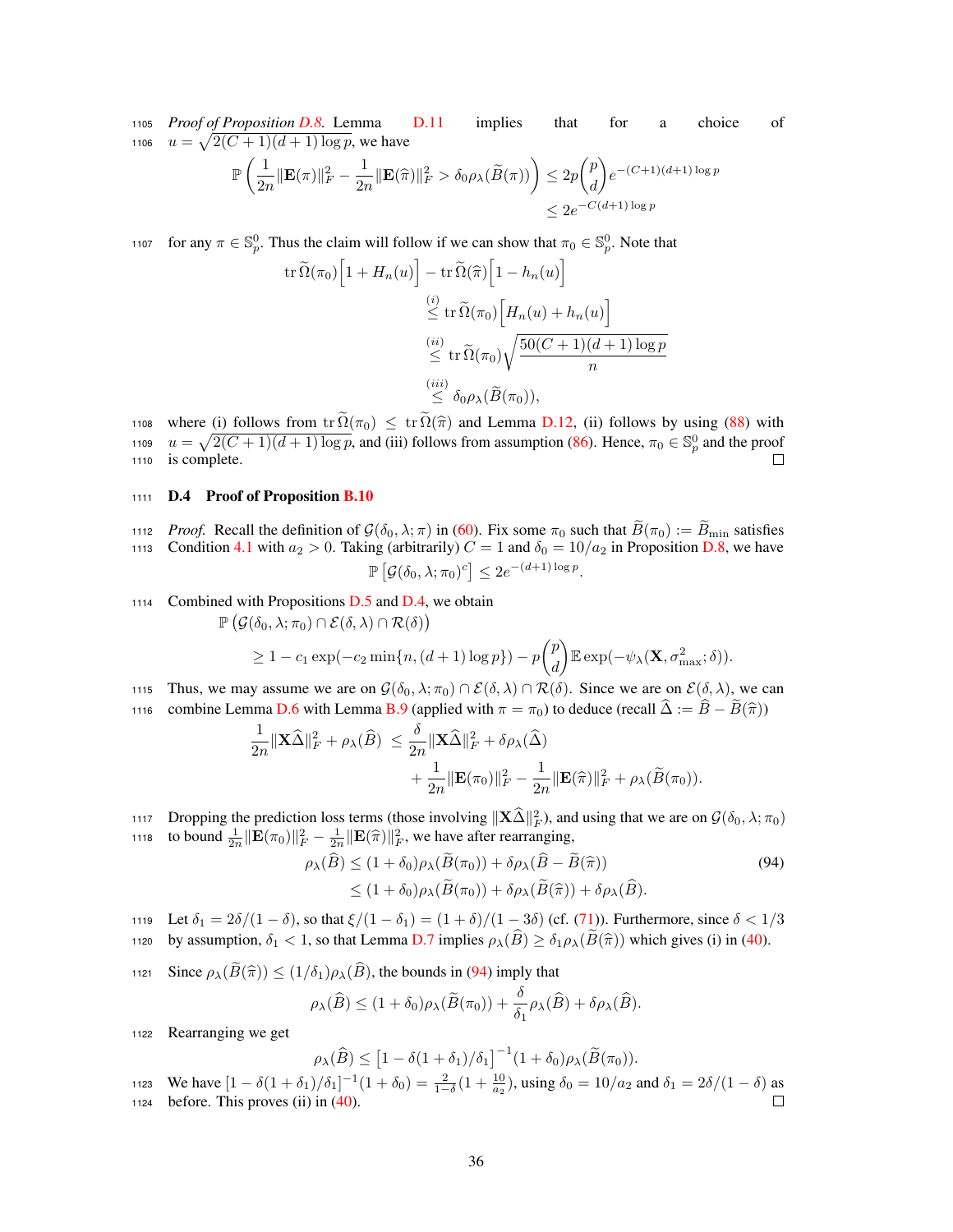*Proof of Proposition D.8.* Lemma D.11 implies that for a choice of $u = \sqrt{2(C+1)(d+1)\log p}$, we have

$$\mathbb{P}\left(\frac{1}{2n}\|\mathbf{E}(\pi)\|_F^2 - \frac{1}{2n}\|\mathbf{E}(\widehat{\pi})\|_F^2 > \delta_0 \rho_\lambda(\widetilde{B}(\pi))\right) \leq 2p\binom{p}{d}e^{-(C+1)(d+1)\log p}$$
$$\leq 2e^{-C(d+1)\log p}$$

for any $\pi \in \mathbb{S}_p^0$. Thus the claim will follow if we can show that $\pi_0 \in \mathbb{S}_p^0$. Note that

$$\begin{aligned}
\operatorname{tr}\widetilde{\Omega}(\pi_0)\Big[1 + H_n(u)\Big] - \operatorname{tr}\widetilde{\Omega}(\widehat{\pi})\Big[1 - h_n(u)\Big] &\overset{(i)}{\leq} \operatorname{tr}\widetilde{\Omega}(\pi_0)\Big[H_n(u) + h_n(u)\Big] \\
&\overset{(ii)}{\leq} \operatorname{tr}\widetilde{\Omega}(\pi_0)\sqrt{\frac{50(C+1)(d+1)\log p}{n}} \\
&\overset{(iii)}{\leq} \delta_0 \rho_\lambda(\widetilde{B}(\pi_0)),
\end{aligned}$$

where (i) follows from $\operatorname{tr}\widetilde{\Omega}(\pi_0) \leq \operatorname{tr}\widetilde{\Omega}(\widehat{\pi})$ and Lemma D.12, (ii) follows by using (88) with $u = \sqrt{2(C+1)(d+1)\log p}$, and (iii) follows from assumption (86). Hence, $\pi_0 \in \mathbb{S}_p^0$ and the proof is complete. □

### D.4 Proof of Proposition B.10

*Proof.* Recall the definition of $\mathcal{G}(\delta_0, \lambda; \pi)$ in (60). Fix some $\pi_0$ such that $\widetilde{B}(\pi_0) := \widetilde{B}_{\min}$ satisfies Condition 4.1 with $a_2 > 0$. Taking (arbitrarily) $C = 1$ and $\delta_0 = 10/a_2$ in Proposition D.8, we have

$$\mathbb{P}\left[\mathcal{G}(\delta_0, \lambda; \pi_0)^c\right] \leq 2e^{-(d+1)\log p}.$$

Combined with Propositions D.5 and D.4, we obtain

$$\begin{aligned}
&\mathbb{P}\left(\mathcal{G}(\delta_0, \lambda; \pi_0) \cap \mathcal{E}(\delta, \lambda) \cap \mathcal{R}(\delta)\right) \\
&\qquad \geq 1 - c_1 \exp(-c_2 \min\{n, (d+1)\log p\}) - p\binom{p}{d}\mathbb{E}\exp(-\psi_\lambda(\mathbf{X}, \sigma^2_{\max}; \delta)).
\end{aligned}$$

Thus, we may assume we are on $\mathcal{G}(\delta_0, \lambda; \pi_0) \cap \mathcal{E}(\delta, \lambda) \cap \mathcal{R}(\delta)$. Since we are on $\mathcal{E}(\delta, \lambda)$, we can combine Lemma D.6 with Lemma B.9 (applied with $\pi = \pi_0$) to deduce (recall $\widehat{\Delta} := \widehat{B} - \widetilde{B}(\widehat{\pi})$)

$$\begin{aligned}
\frac{1}{2n}\|\mathbf{X}\widehat{\Delta}\|_F^2 + \rho_\lambda(\widehat{B}) \;&\leq \frac{\delta}{2n}\|\mathbf{X}\widehat{\Delta}\|_F^2 + \delta\rho_\lambda(\widehat{\Delta}) \\
&\quad + \frac{1}{2n}\|\mathbf{E}(\pi_0)\|_F^2 - \frac{1}{2n}\|\mathbf{E}(\widehat{\pi})\|_F^2 + \rho_\lambda(\widetilde{B}(\pi_0)).
\end{aligned}$$

Dropping the prediction loss terms (those involving $\|\mathbf{X}\widehat{\Delta}\|_F^2$), and using that we are on $\mathcal{G}(\delta_0, \lambda; \pi_0)$ to bound $\frac{1}{2n}\|\mathbf{E}(\pi_0)\|_F^2 - \frac{1}{2n}\|\mathbf{E}(\widehat{\pi})\|_F^2$, we have after rearranging,

$$\begin{aligned}
\rho_\lambda(\widehat{B}) &\leq (1+\delta_0)\rho_\lambda(\widetilde{B}(\pi_0)) + \delta\rho_\lambda(\widehat{B} - \widetilde{B}(\widehat{\pi})) \\
&\leq (1+\delta_0)\rho_\lambda(\widetilde{B}(\pi_0)) + \delta\rho_\lambda(\widetilde{B}(\widehat{\pi})) + \delta\rho_\lambda(\widehat{B}).
\end{aligned} \tag{94}$$

Let $\delta_1 = 2\delta/(1-\delta)$, so that $\xi/(1-\delta_1) = (1+\delta)/(1-3\delta)$ (cf. (71)). Furthermore, since $\delta < 1/3$ by assumption, $\delta_1 < 1$, so that Lemma D.7 implies $\rho_\lambda(\widehat{B}) \geq \delta_1\rho_\lambda(\widetilde{B}(\widehat{\pi}))$ which gives (i) in (40).

Since $\rho_\lambda(\widetilde{B}(\widehat{\pi})) \leq (1/\delta_1)\rho_\lambda(\widehat{B})$, the bounds in (94) imply that

$$\rho_\lambda(\widehat{B}) \leq (1+\delta_0)\rho_\lambda(\widetilde{B}(\pi_0)) + \frac{\delta}{\delta_1}\rho_\lambda(\widehat{B}) + \delta\rho_\lambda(\widehat{B}).$$

Rearranging we get

$$\rho_\lambda(\widehat{B}) \leq \left[1 - \delta(1+\delta_1)/\delta_1\right]^{-1}(1+\delta_0)\rho_\lambda(\widetilde{B}(\pi_0)).$$

We have $[1 - \delta(1+\delta_1)/\delta_1]^{-1}(1+\delta_0) = \frac{2}{1-\delta}(1 + \frac{10}{a_2})$, using $\delta_0 = 10/a_2$ and $\delta_1 = 2\delta/(1-\delta)$ as before. This proves (ii) in (40). □